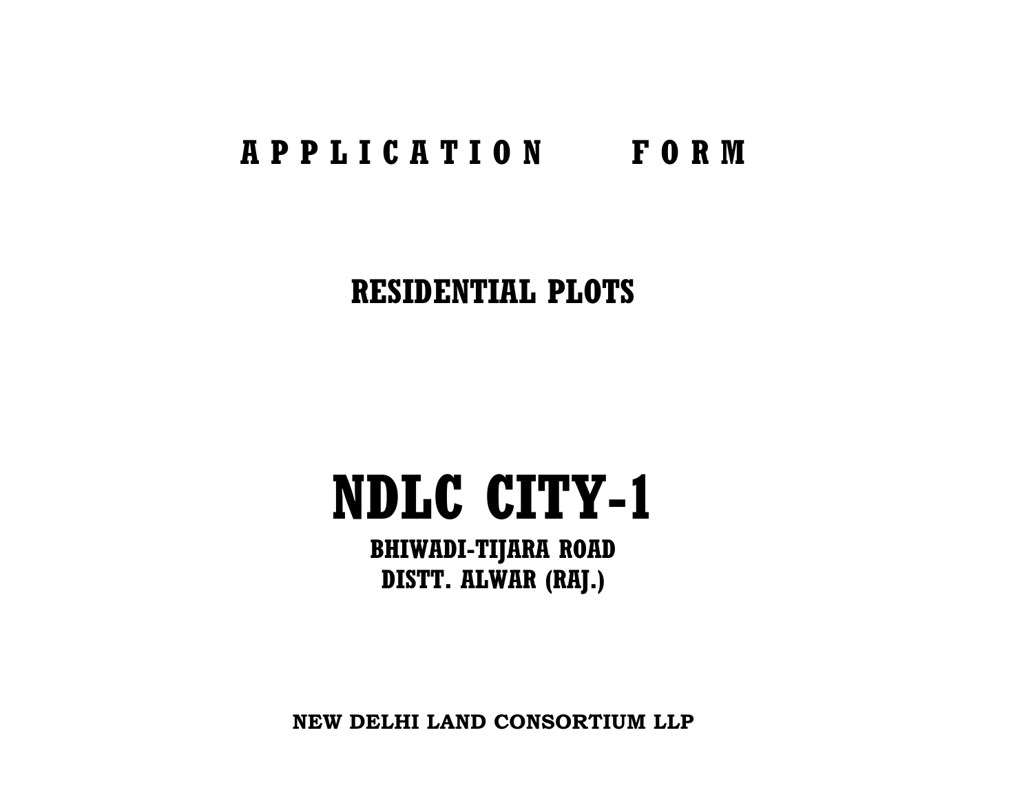# APPLICATION FORM

## RESIDENTIAL PLOTS

# NDLC CITY-1

**BHIWADI-TIJARA ROAD**
**DISTT. ALWAR (RAJ.)**

**NEW DELHI LAND CONSORTIUM LLP**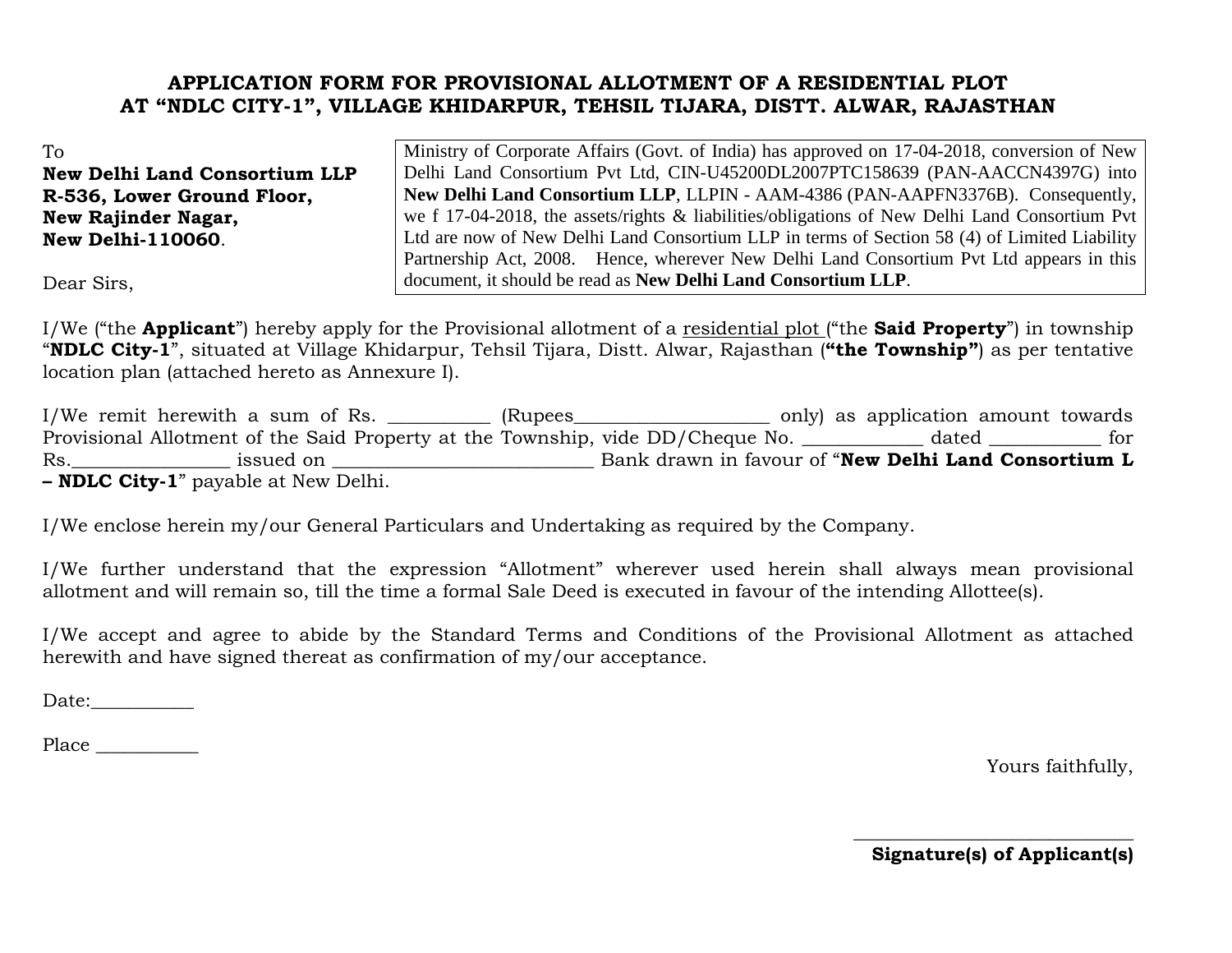# APPLICATION FORM FOR PROVISIONAL ALLOTMENT OF A RESIDENTIAL PLOT AT "NDLC CITY-1", VILLAGE KHIDARPUR, TEHSIL TIJARA, DISTT. ALWAR, RAJASTHAN

To
**New Delhi Land Consortium LLP**
**R-536, Lower Ground Floor,**
**New Rajinder Nagar,**
**New Delhi-110060**.

> Ministry of Corporate Affairs (Govt. of India) has approved on 17-04-2018, conversion of New Delhi Land Consortium Pvt Ltd, CIN-U45200DL2007PTC158639 (PAN-AACCN4397G) into **New Delhi Land Consortium LLP**, LLPIN - AAM-4386 (PAN-AAPFN3376B). Consequently, we f 17-04-2018, the assets/rights & liabilities/obligations of New Delhi Land Consortium Pvt Ltd are now of New Delhi Land Consortium LLP in terms of Section 58 (4) of Limited Liability Partnership Act, 2008. Hence, wherever New Delhi Land Consortium Pvt Ltd appears in this document, it should be read as **New Delhi Land Consortium LLP**.

Dear Sirs,

I/We ("the **Applicant**") hereby apply for the Provisional allotment of a <u>residential plot</u> ("the **Said Property**") in township "**NDLC City-1**", situated at Village Khidarpur, Tehsil Tijara, Distt. Alwar, Rajasthan (**"the Township"**) as per tentative location plan (attached hereto as Annexure I).

I/We remit herewith a sum of Rs. __________ (Rupees____________________ only) as application amount towards Provisional Allotment of the Said Property at the Township, vide DD/Cheque No. ____________ dated ___________ for Rs.________________ issued on ___________________________ Bank drawn in favour of "**New Delhi Land Consortium L – NDLC City-1**" payable at New Delhi.

I/We enclose herein my/our General Particulars and Undertaking as required by the Company.

I/We further understand that the expression "Allotment" wherever used herein shall always mean provisional allotment and will remain so, till the time a formal Sale Deed is executed in favour of the intending Allottee(s).

I/We accept and agree to abide by the Standard Terms and Conditions of the Provisional Allotment as attached herewith and have signed thereat as confirmation of my/our acceptance.

Date:___________

Place ___________

Yours faithfully,

_____________________________
**Signature(s) of Applicant(s)**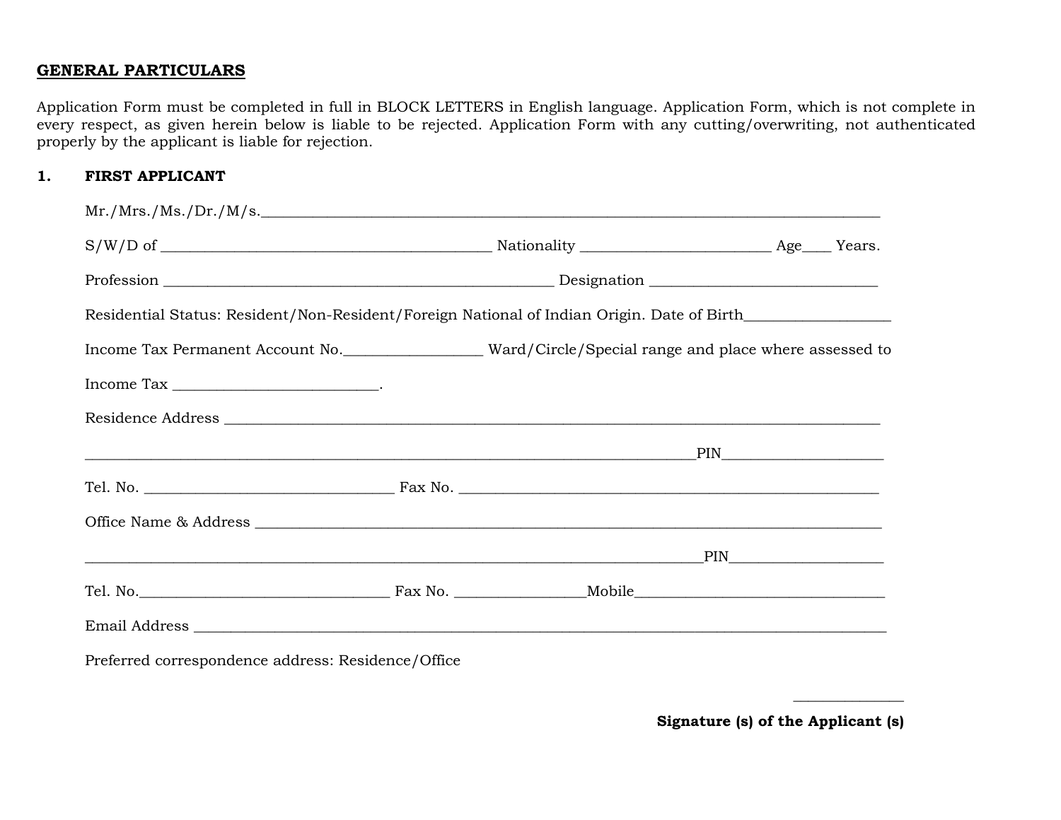## GENERAL PARTICULARS

Application Form must be completed in full in BLOCK LETTERS in English language. Application Form, which is not complete in every respect, as given herein below is liable to be rejected. Application Form with any cutting/overwriting, not authenticated properly by the applicant is liable for rejection.

**1. FIRST APPLICANT**

Mr./Mrs./Ms./Dr./M/s.______________________________________________________________________________

S/W/D of __________________________________________ Nationality ________________________ Age____ Years.

Profession __________________________________________________ Designation _____________________________

Residential Status: Resident/Non-Resident/Foreign National of Indian Origin. Date of Birth___________________

Income Tax Permanent Account No._________________ Ward/Circle/Special range and place where assessed to

Income Tax __________________________.

Residence Address ____________________________________________________________________________________

______________________________________________________________________________PIN____________________

Tel. No. ________________________________ Fax No. ______________________________________________________

Office Name & Address ________________________________________________________________________________

_______________________________________________________________________________PIN___________________

Tel. No.________________________________ Fax No. ________________Mobile_______________________________

Email Address ________________________________________________________________________________________

Preferred correspondence address: Residence/Office

______________

**Signature (s) of the Applicant (s)**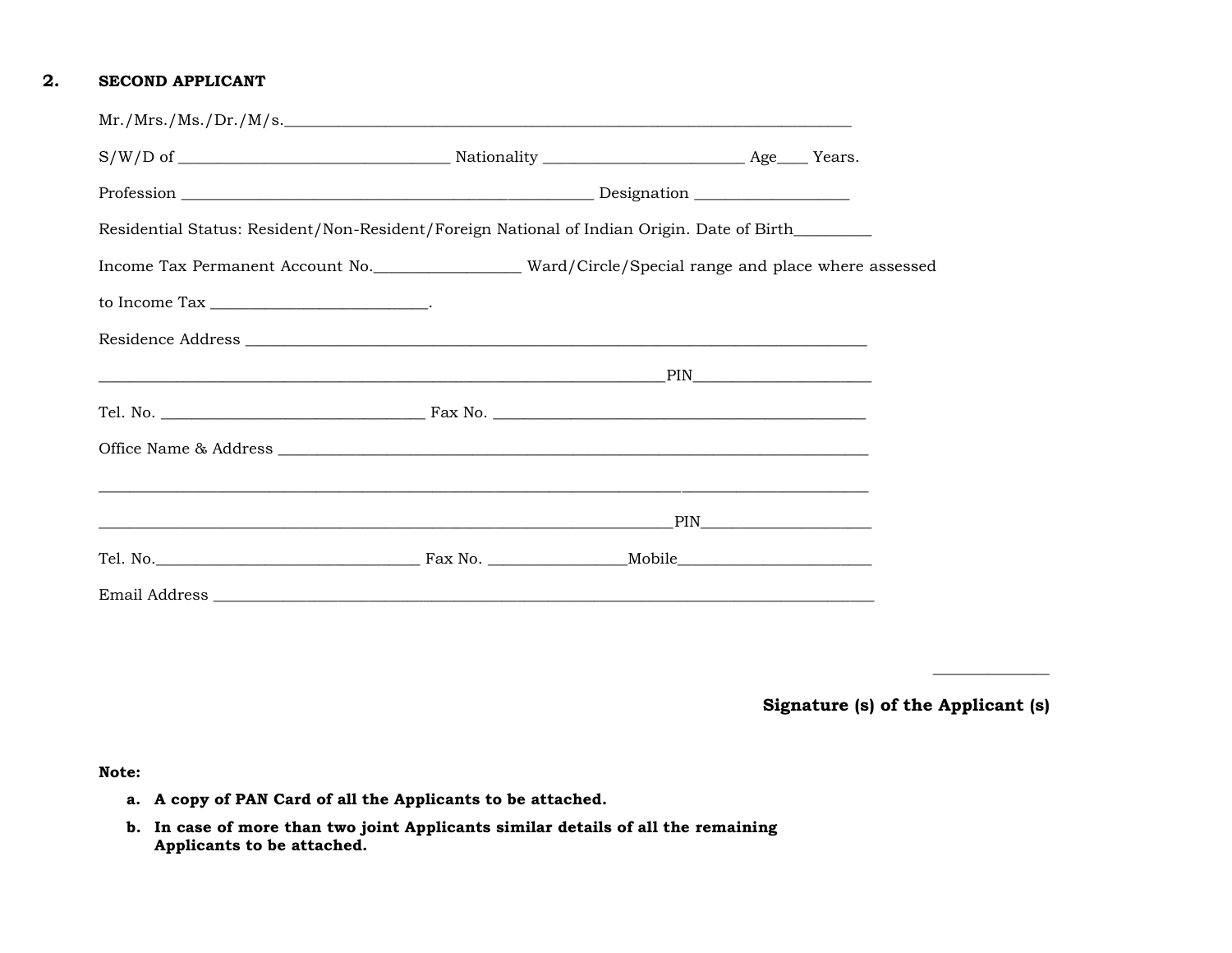## 2. SECOND APPLICANT

Mr./Mrs./Ms./Dr./M/s.________________________________________________________________________

S/W/D of __________________________________ Nationality _________________________ Age____ Years.

Profession ____________________________________________________ Designation ___________________

Residential Status: Resident/Non-Resident/Foreign National of Indian Origin. Date of Birth__________

Income Tax Permanent Account No.__________________ Ward/Circle/Special range and place where assessed

to Income Tax ___________________________.

Residence Address _______________________________________________________________________________

_______________________________________________________________________PIN______________________

Tel. No. _________________________________ Fax No. ______________________________________________

Office Name & Address ___________________________________________________________________________

_________________________________________________________________________________________________

_______________________________________________________________________PIN______________________

Tel. No._________________________________ Fax No. _________________Mobile________________________

Email Address ___________________________________________________________________________________

______________

**Signature (s) of the Applicant (s)**

**Note:**

a. **A copy of PAN Card of all the Applicants to be attached.**
b. **In case of more than two joint Applicants similar details of all the remaining Applicants to be attached.**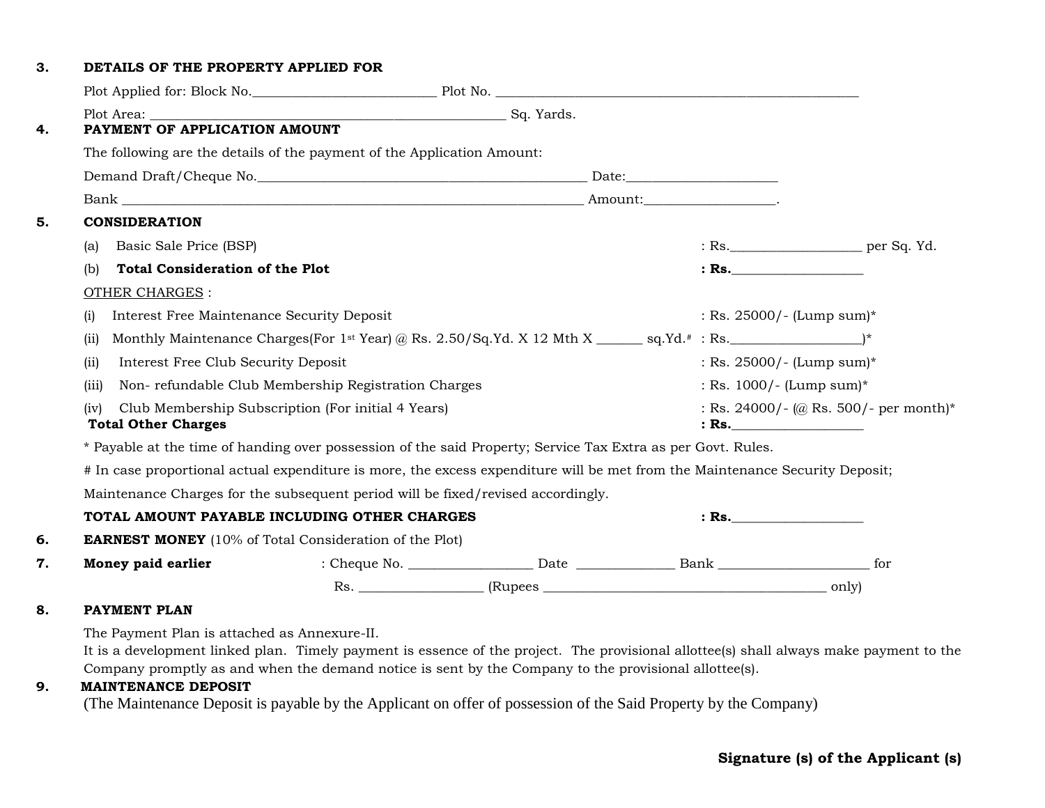**3. DETAILS OF THE PROPERTY APPLIED FOR**

Plot Applied for: Block No.___________________________ Plot No. _______________________________________________________

Plot Area: _____________________________________________________ Sq. Yards.

**4. PAYMENT OF APPLICATION AMOUNT**

The following are the details of the payment of the Application Amount:

Demand Draft/Cheque No.__________________________________________________ Date:______________________

Bank ______________________________________________________________________ Amount:___________________.

**5. CONSIDERATION**

(a) Basic Sale Price (BSP) : Rs.___________________ per Sq. Yd.

(b) **Total Consideration of the Plot** **: Rs.___________________**

<u>OTHER CHARGES</u> :

(i) Interest Free Maintenance Security Deposit : Rs. 25000/- (Lump sum)*

(ii) Monthly Maintenance Charges(For 1st Year) @ Rs. 2.50/Sq.Yd. X 12 Mth X _______ sq.Yd.# : Rs.___________________)*

(ii) Interest Free Club Security Deposit : Rs. 25000/- (Lump sum)*

(iii) Non- refundable Club Membership Registration Charges : Rs. 1000/- (Lump sum)*

(iv) Club Membership Subscription (For initial 4 Years) : Rs. 24000/- (@ Rs. 500/- per month)*

**Total Other Charges** **: Rs.___________________**

* Payable at the time of handing over possession of the said Property; Service Tax Extra as per Govt. Rules.

# In case proportional actual expenditure is more, the excess expenditure will be met from the Maintenance Security Deposit;

Maintenance Charges for the subsequent period will be fixed/revised accordingly.

**TOTAL AMOUNT PAYABLE INCLUDING OTHER CHARGES** **: Rs.___________________**

**6. EARNEST MONEY** (10% of Total Consideration of the Plot)

**7. Money paid earlier** : Cheque No. __________________ Date ______________ Bank ______________________ for

Rs. __________________ (Rupees __________________________________________ only)

**8. PAYMENT PLAN**

The Payment Plan is attached as Annexure-II.
It is a development linked plan. Timely payment is essence of the project. The provisional allottee(s) shall always make payment to the Company promptly as and when the demand notice is sent by the Company to the provisional allottee(s).

**9. MAINTENANCE DEPOSIT**

(The Maintenance Deposit is payable by the Applicant on offer of possession of the Said Property by the Company)

**Signature (s) of the Applicant (s)**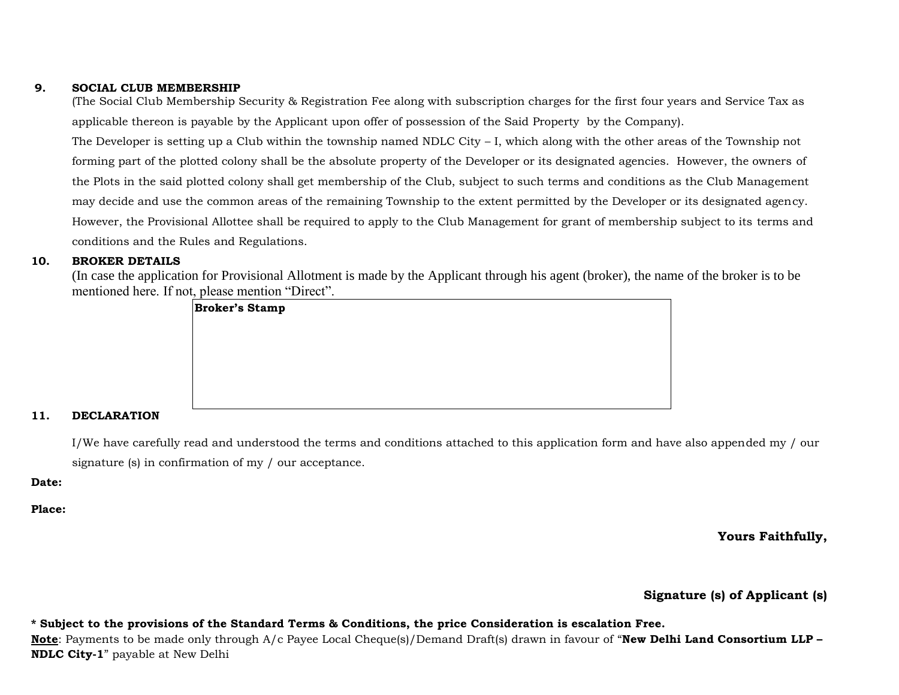**9. SOCIAL CLUB MEMBERSHIP**

(The Social Club Membership Security & Registration Fee along with subscription charges for the first four years and Service Tax as applicable thereon is payable by the Applicant upon offer of possession of the Said Property by the Company).

The Developer is setting up a Club within the township named NDLC City – I, which along with the other areas of the Township not forming part of the plotted colony shall be the absolute property of the Developer or its designated agencies. However, the owners of the Plots in the said plotted colony shall get membership of the Club, subject to such terms and conditions as the Club Management may decide and use the common areas of the remaining Township to the extent permitted by the Developer or its designated agency. However, the Provisional Allottee shall be required to apply to the Club Management for grant of membership subject to its terms and conditions and the Rules and Regulations.

**10. BROKER DETAILS**

(In case the application for Provisional Allotment is made by the Applicant through his agent (broker), the name of the broker is to be mentioned here. If not, please mention "Direct".

| **Broker's Stamp** |
|---|
| |

**11. DECLARATION**

I/We have carefully read and understood the terms and conditions attached to this application form and have also appended my / our signature (s) in confirmation of my / our acceptance.

**Date:**

**Place:**

**Yours Faithfully,**

**Signature (s) of Applicant (s)**

**\* Subject to the provisions of the Standard Terms & Conditions, the price Consideration is escalation Free.**

**Note**: Payments to be made only through A/c Payee Local Cheque(s)/Demand Draft(s) drawn in favour of "**New Delhi Land Consortium LLP – NDLC City-1**" payable at New Delhi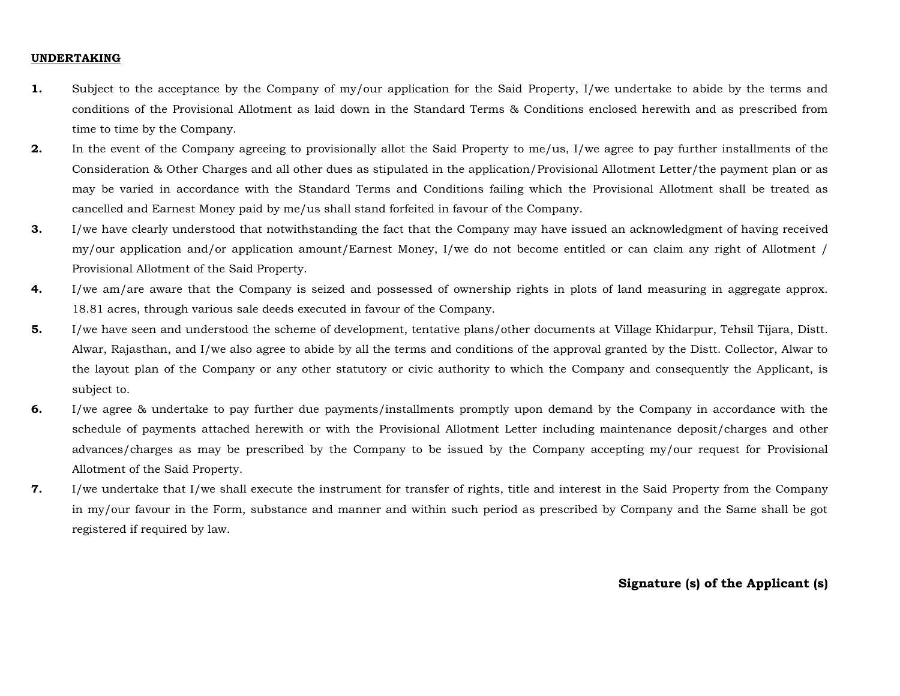**UNDERTAKING**

1. Subject to the acceptance by the Company of my/our application for the Said Property, I/we undertake to abide by the terms and conditions of the Provisional Allotment as laid down in the Standard Terms & Conditions enclosed herewith and as prescribed from time to time by the Company.
2. In the event of the Company agreeing to provisionally allot the Said Property to me/us, I/we agree to pay further installments of the Consideration & Other Charges and all other dues as stipulated in the application/Provisional Allotment Letter/the payment plan or as may be varied in accordance with the Standard Terms and Conditions failing which the Provisional Allotment shall be treated as cancelled and Earnest Money paid by me/us shall stand forfeited in favour of the Company.
3. I/we have clearly understood that notwithstanding the fact that the Company may have issued an acknowledgment of having received my/our application and/or application amount/Earnest Money, I/we do not become entitled or can claim any right of Allotment / Provisional Allotment of the Said Property.
4. I/we am/are aware that the Company is seized and possessed of ownership rights in plots of land measuring in aggregate approx. 18.81 acres, through various sale deeds executed in favour of the Company.
5. I/we have seen and understood the scheme of development, tentative plans/other documents at Village Khidarpur, Tehsil Tijara, Distt. Alwar, Rajasthan, and I/we also agree to abide by all the terms and conditions of the approval granted by the Distt. Collector, Alwar to the layout plan of the Company or any other statutory or civic authority to which the Company and consequently the Applicant, is subject to.
6. I/we agree & undertake to pay further due payments/installments promptly upon demand by the Company in accordance with the schedule of payments attached herewith or with the Provisional Allotment Letter including maintenance deposit/charges and other advances/charges as may be prescribed by the Company to be issued by the Company accepting my/our request for Provisional Allotment of the Said Property.
7. I/we undertake that I/we shall execute the instrument for transfer of rights, title and interest in the Said Property from the Company in my/our favour in the Form, substance and manner and within such period as prescribed by Company and the Same shall be got registered if required by law.

**Signature (s) of the Applicant (s)**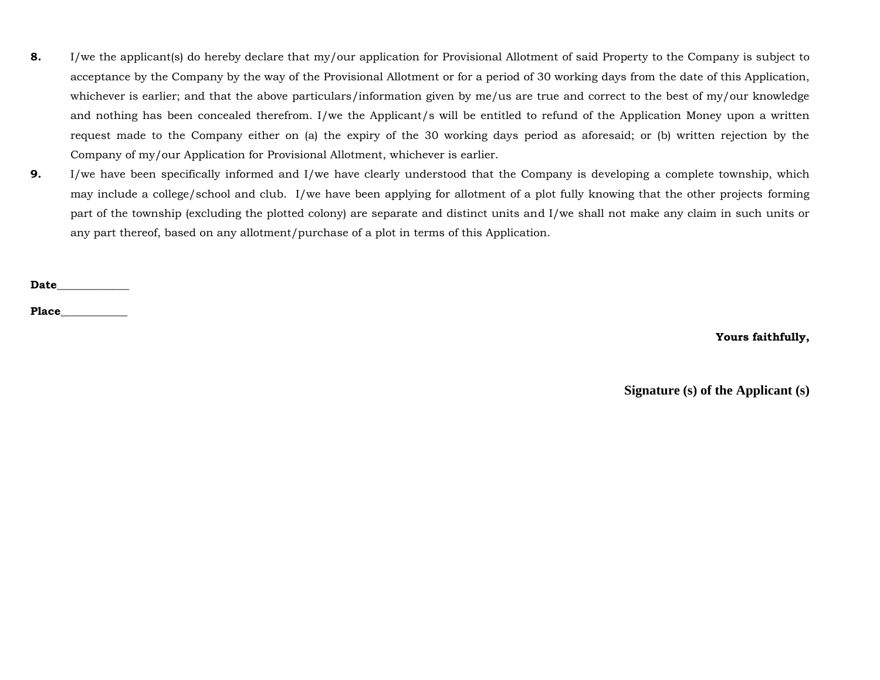**8.** I/we the applicant(s) do hereby declare that my/our application for Provisional Allotment of said Property to the Company is subject to acceptance by the Company by the way of the Provisional Allotment or for a period of 30 working days from the date of this Application, whichever is earlier; and that the above particulars/information given by me/us are true and correct to the best of my/our knowledge and nothing has been concealed therefrom. I/we the Applicant/s will be entitled to refund of the Application Money upon a written request made to the Company either on (a) the expiry of the 30 working days period as aforesaid; or (b) written rejection by the Company of my/our Application for Provisional Allotment, whichever is earlier.

**9.** I/we have been specifically informed and I/we have clearly understood that the Company is developing a complete township, which may include a college/school and club. I/we have been applying for allotment of a plot fully knowing that the other projects forming part of the township (excluding the plotted colony) are separate and distinct units and I/we shall not make any claim in such units or any part thereof, based on any allotment/purchase of a plot in terms of this Application.

**Date**_____________

**Place**____________

**Yours faithfully,**

**Signature (s) of the Applicant (s)**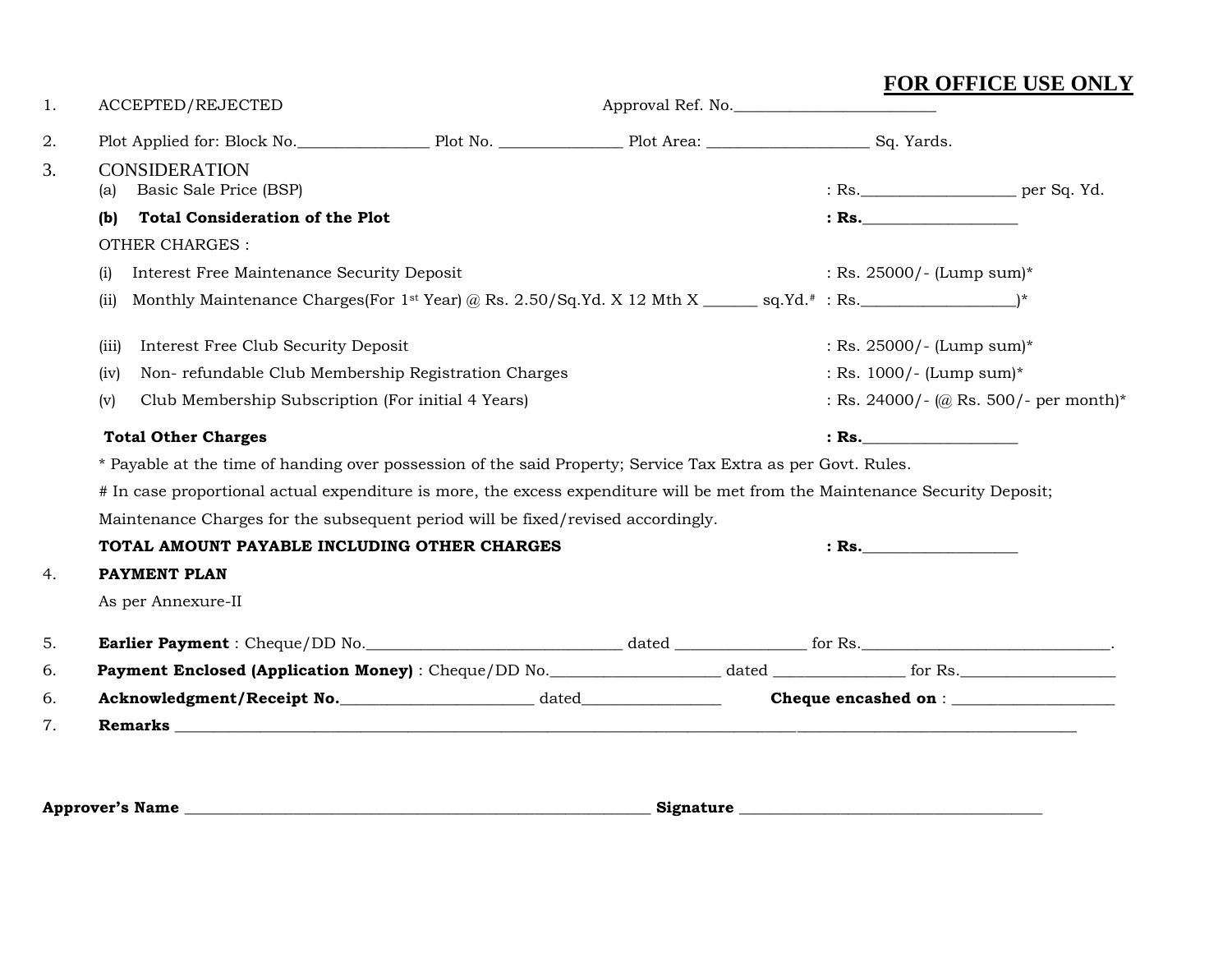## FOR OFFICE USE ONLY

1. ACCEPTED/REJECTED Approval Ref. No.________________________

2. Plot Applied for: Block No.________________ Plot No. _______________ Plot Area: ___________________ Sq. Yards.

3. CONSIDERATION
   (a) Basic Sale Price (BSP) : Rs.__________________ per Sq. Yd.
   **(b) Total Consideration of the Plot : Rs.__________________**

   OTHER CHARGES :

   (i) Interest Free Maintenance Security Deposit : Rs. 25000/- (Lump sum)*

   (ii) Monthly Maintenance Charges(For 1st Year) @ Rs. 2.50/Sq.Yd. X 12 Mth X ______ sq.Yd.# : Rs.__________________)*

   (iii) Interest Free Club Security Deposit : Rs. 25000/- (Lump sum)*

   (iv) Non- refundable Club Membership Registration Charges : Rs. 1000/- (Lump sum)*

   (v) Club Membership Subscription (For initial 4 Years) : Rs. 24000/- (@ Rs. 500/- per month)*

   **Total Other Charges : Rs.__________________**

   * Payable at the time of handing over possession of the said Property; Service Tax Extra as per Govt. Rules.

   # In case proportional actual expenditure is more, the excess expenditure will be met from the Maintenance Security Deposit; Maintenance Charges for the subsequent period will be fixed/revised accordingly.

   **TOTAL AMOUNT PAYABLE INCLUDING OTHER CHARGES : Rs.__________________**

4. **PAYMENT PLAN**

   As per Annexure-II

5. **Earlier Payment** : Cheque/DD No.______________________________ dated _______________ for Rs.______________________________.

6. **Payment Enclosed (Application Money)** : Cheque/DD No.____________________ dated _______________ for Rs.__________________

6. **Acknowledgment/Receipt No.**________________________ dated________________ **Cheque encashed on** : ___________________

7. **Remarks** ____________________________________________________________________________________________________

**Approver's Name** ______________________________________________________ **Signature** ___________________________________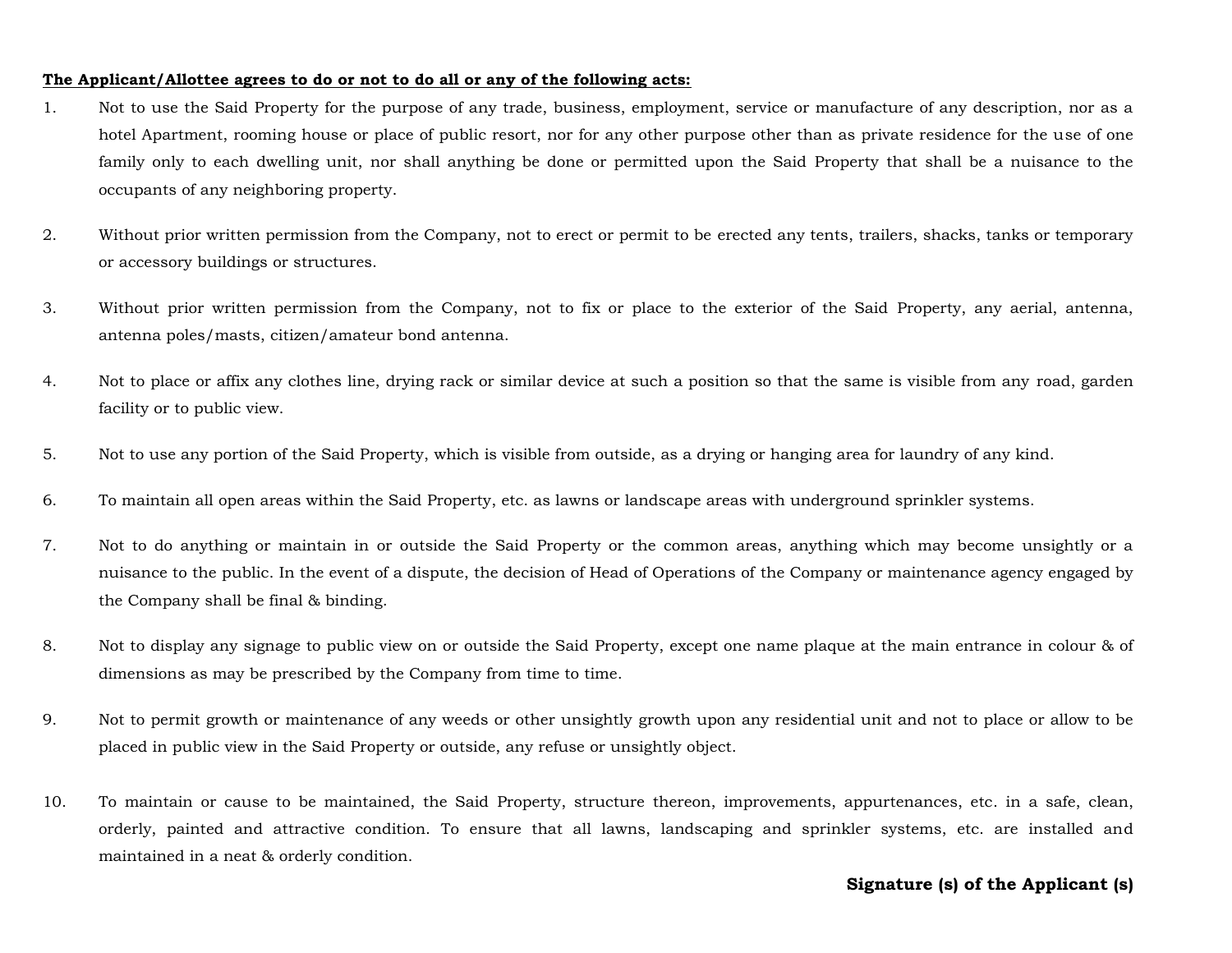**The Applicant/Allottee agrees to do or not to do all or any of the following acts:**

1. Not to use the Said Property for the purpose of any trade, business, employment, service or manufacture of any description, nor as a hotel Apartment, rooming house or place of public resort, nor for any other purpose other than as private residence for the use of one family only to each dwelling unit, nor shall anything be done or permitted upon the Said Property that shall be a nuisance to the occupants of any neighboring property.

2. Without prior written permission from the Company, not to erect or permit to be erected any tents, trailers, shacks, tanks or temporary or accessory buildings or structures.

3. Without prior written permission from the Company, not to fix or place to the exterior of the Said Property, any aerial, antenna, antenna poles/masts, citizen/amateur bond antenna.

4. Not to place or affix any clothes line, drying rack or similar device at such a position so that the same is visible from any road, garden facility or to public view.

5. Not to use any portion of the Said Property, which is visible from outside, as a drying or hanging area for laundry of any kind.

6. To maintain all open areas within the Said Property, etc. as lawns or landscape areas with underground sprinkler systems.

7. Not to do anything or maintain in or outside the Said Property or the common areas, anything which may become unsightly or a nuisance to the public. In the event of a dispute, the decision of Head of Operations of the Company or maintenance agency engaged by the Company shall be final & binding.

8. Not to display any signage to public view on or outside the Said Property, except one name plaque at the main entrance in colour & of dimensions as may be prescribed by the Company from time to time.

9. Not to permit growth or maintenance of any weeds or other unsightly growth upon any residential unit and not to place or allow to be placed in public view in the Said Property or outside, any refuse or unsightly object.

10. To maintain or cause to be maintained, the Said Property, structure thereon, improvements, appurtenances, etc. in a safe, clean, orderly, painted and attractive condition. To ensure that all lawns, landscaping and sprinkler systems, etc. are installed and maintained in a neat & orderly condition.

**Signature (s) of the Applicant (s)**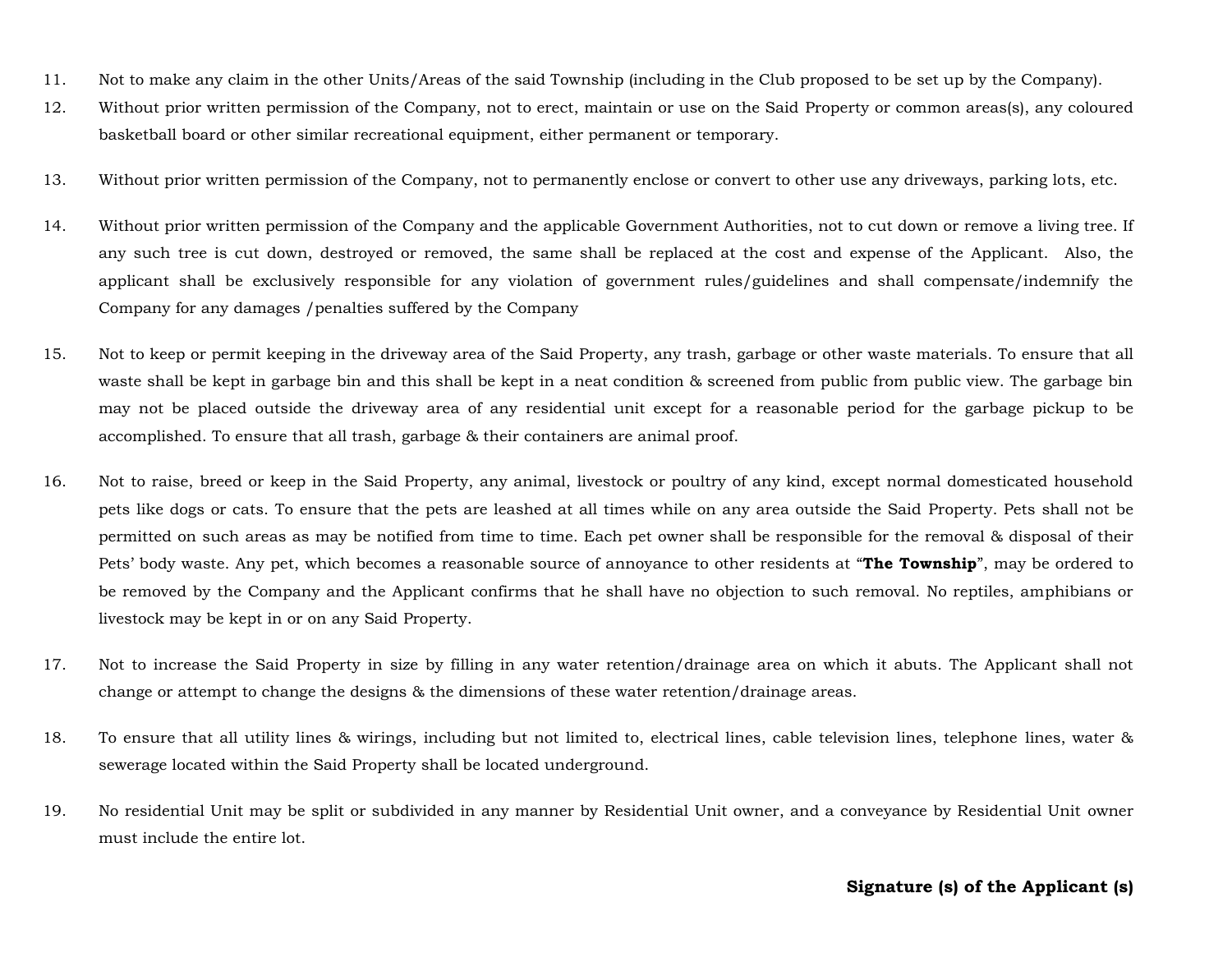11. Not to make any claim in the other Units/Areas of the said Township (including in the Club proposed to be set up by the Company).
12. Without prior written permission of the Company, not to erect, maintain or use on the Said Property or common areas(s), any coloured basketball board or other similar recreational equipment, either permanent or temporary.
13. Without prior written permission of the Company, not to permanently enclose or convert to other use any driveways, parking lots, etc.
14. Without prior written permission of the Company and the applicable Government Authorities, not to cut down or remove a living tree. If any such tree is cut down, destroyed or removed, the same shall be replaced at the cost and expense of the Applicant. Also, the applicant shall be exclusively responsible for any violation of government rules/guidelines and shall compensate/indemnify the Company for any damages /penalties suffered by the Company
15. Not to keep or permit keeping in the driveway area of the Said Property, any trash, garbage or other waste materials. To ensure that all waste shall be kept in garbage bin and this shall be kept in a neat condition & screened from public from public view. The garbage bin may not be placed outside the driveway area of any residential unit except for a reasonable period for the garbage pickup to be accomplished. To ensure that all trash, garbage & their containers are animal proof.
16. Not to raise, breed or keep in the Said Property, any animal, livestock or poultry of any kind, except normal domesticated household pets like dogs or cats. To ensure that the pets are leashed at all times while on any area outside the Said Property. Pets shall not be permitted on such areas as may be notified from time to time. Each pet owner shall be responsible for the removal & disposal of their Pets' body waste. Any pet, which becomes a reasonable source of annoyance to other residents at "**The Township**", may be ordered to be removed by the Company and the Applicant confirms that he shall have no objection to such removal. No reptiles, amphibians or livestock may be kept in or on any Said Property.
17. Not to increase the Said Property in size by filling in any water retention/drainage area on which it abuts. The Applicant shall not change or attempt to change the designs & the dimensions of these water retention/drainage areas.
18. To ensure that all utility lines & wirings, including but not limited to, electrical lines, cable television lines, telephone lines, water & sewerage located within the Said Property shall be located underground.
19. No residential Unit may be split or subdivided in any manner by Residential Unit owner, and a conveyance by Residential Unit owner must include the entire lot.

**Signature (s) of the Applicant (s)**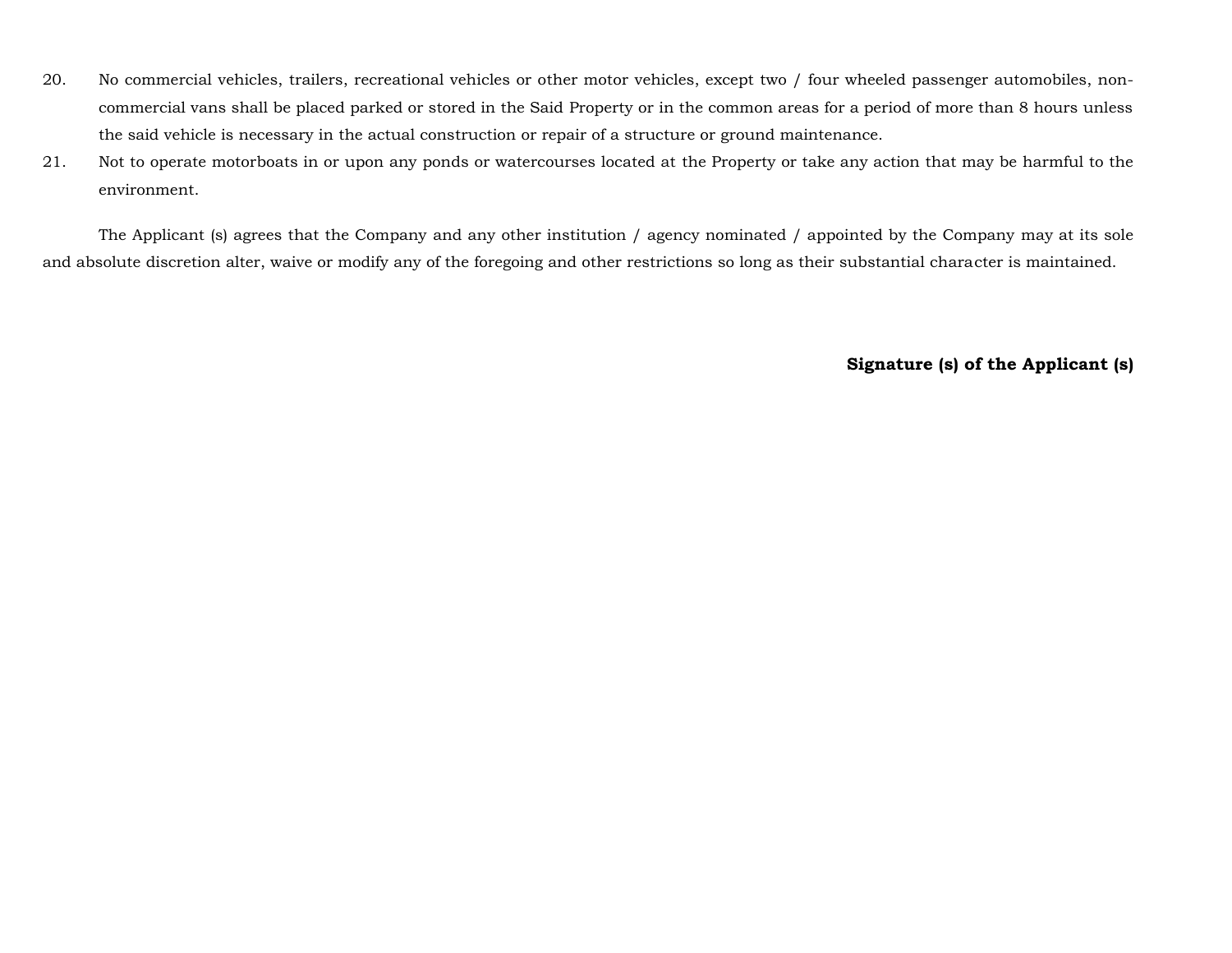20. No commercial vehicles, trailers, recreational vehicles or other motor vehicles, except two / four wheeled passenger automobiles, non-commercial vans shall be placed parked or stored in the Said Property or in the common areas for a period of more than 8 hours unless the said vehicle is necessary in the actual construction or repair of a structure or ground maintenance.
21. Not to operate motorboats in or upon any ponds or watercourses located at the Property or take any action that may be harmful to the environment.

The Applicant (s) agrees that the Company and any other institution / agency nominated / appointed by the Company may at its sole and absolute discretion alter, waive or modify any of the foregoing and other restrictions so long as their substantial character is maintained.

**Signature (s) of the Applicant (s)**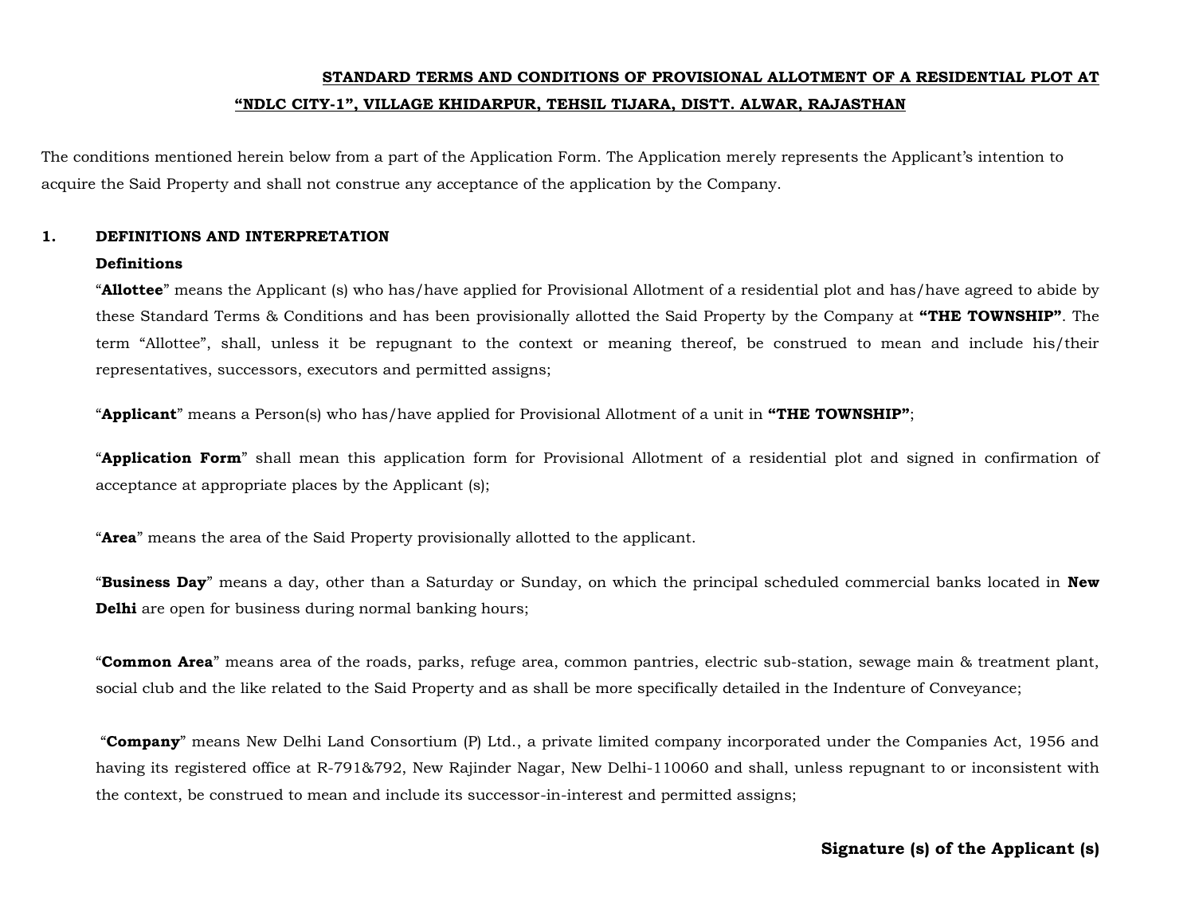**STANDARD TERMS AND CONDITIONS OF PROVISIONAL ALLOTMENT OF A RESIDENTIAL PLOT AT "NDLC CITY-1", VILLAGE KHIDARPUR, TEHSIL TIJARA, DISTT. ALWAR, RAJASTHAN**

The conditions mentioned herein below from a part of the Application Form. The Application merely represents the Applicant's intention to acquire the Said Property and shall not construe any acceptance of the application by the Company.

## 1. DEFINITIONS AND INTERPRETATION

**Definitions**

"**Allottee**" means the Applicant (s) who has/have applied for Provisional Allotment of a residential plot and has/have agreed to abide by these Standard Terms & Conditions and has been provisionally allotted the Said Property by the Company at **"THE TOWNSHIP"**. The term "Allottee", shall, unless it be repugnant to the context or meaning thereof, be construed to mean and include his/their representatives, successors, executors and permitted assigns;

"**Applicant**" means a Person(s) who has/have applied for Provisional Allotment of a unit in **"THE TOWNSHIP"**;

"**Application Form**" shall mean this application form for Provisional Allotment of a residential plot and signed in confirmation of acceptance at appropriate places by the Applicant (s);

"**Area**" means the area of the Said Property provisionally allotted to the applicant.

"**Business Day**" means a day, other than a Saturday or Sunday, on which the principal scheduled commercial banks located in **New Delhi** are open for business during normal banking hours;

"**Common Area**" means area of the roads, parks, refuge area, common pantries, electric sub-station, sewage main & treatment plant, social club and the like related to the Said Property and as shall be more specifically detailed in the Indenture of Conveyance;

"**Company**" means New Delhi Land Consortium (P) Ltd., a private limited company incorporated under the Companies Act, 1956 and having its registered office at R-791&792, New Rajinder Nagar, New Delhi-110060 and shall, unless repugnant to or inconsistent with the context, be construed to mean and include its successor-in-interest and permitted assigns;

**Signature (s) of the Applicant (s)**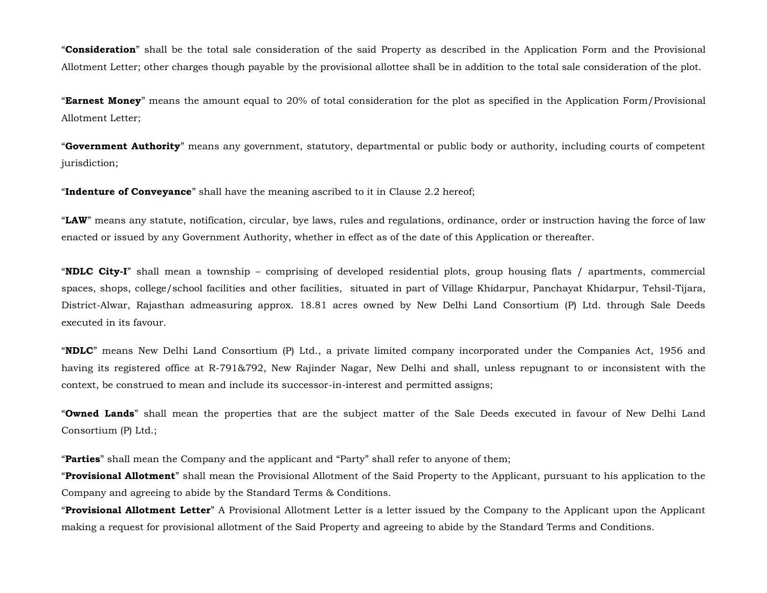"**Consideration**" shall be the total sale consideration of the said Property as described in the Application Form and the Provisional Allotment Letter; other charges though payable by the provisional allottee shall be in addition to the total sale consideration of the plot.

"**Earnest Money**" means the amount equal to 20% of total consideration for the plot as specified in the Application Form/Provisional Allotment Letter;

"**Government Authority**" means any government, statutory, departmental or public body or authority, including courts of competent jurisdiction;

"**Indenture of Conveyance**" shall have the meaning ascribed to it in Clause 2.2 hereof;

"**LAW**" means any statute, notification, circular, bye laws, rules and regulations, ordinance, order or instruction having the force of law enacted or issued by any Government Authority, whether in effect as of the date of this Application or thereafter.

"**NDLC City-I**" shall mean a township – comprising of developed residential plots, group housing flats / apartments, commercial spaces, shops, college/school facilities and other facilities, situated in part of Village Khidarpur, Panchayat Khidarpur, Tehsil-Tijara, District-Alwar, Rajasthan admeasuring approx. 18.81 acres owned by New Delhi Land Consortium (P) Ltd. through Sale Deeds executed in its favour.

"**NDLC**" means New Delhi Land Consortium (P) Ltd., a private limited company incorporated under the Companies Act, 1956 and having its registered office at R-791&792, New Rajinder Nagar, New Delhi and shall, unless repugnant to or inconsistent with the context, be construed to mean and include its successor-in-interest and permitted assigns;

"**Owned Lands**" shall mean the properties that are the subject matter of the Sale Deeds executed in favour of New Delhi Land Consortium (P) Ltd.;

"**Parties**" shall mean the Company and the applicant and "Party" shall refer to anyone of them;

"**Provisional Allotment**" shall mean the Provisional Allotment of the Said Property to the Applicant, pursuant to his application to the Company and agreeing to abide by the Standard Terms & Conditions.

"**Provisional Allotment Letter**" A Provisional Allotment Letter is a letter issued by the Company to the Applicant upon the Applicant making a request for provisional allotment of the Said Property and agreeing to abide by the Standard Terms and Conditions.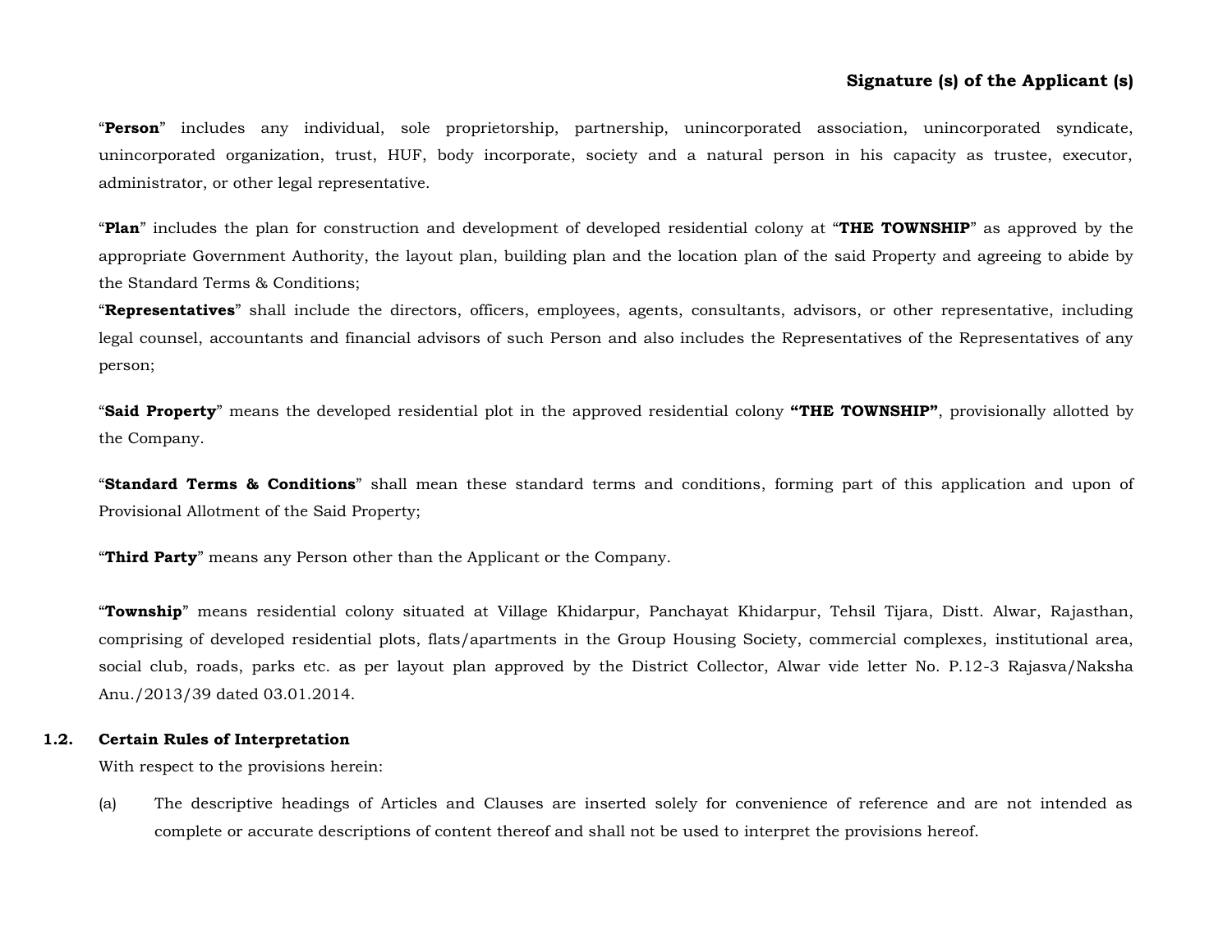"**Person**" includes any individual, sole proprietorship, partnership, unincorporated association, unincorporated syndicate, unincorporated organization, trust, HUF, body incorporate, society and a natural person in his capacity as trustee, executor, administrator, or other legal representative.

"**Plan**" includes the plan for construction and development of developed residential colony at "**THE TOWNSHIP**" as approved by the appropriate Government Authority, the layout plan, building plan and the location plan of the said Property and agreeing to abide by the Standard Terms & Conditions;

"**Representatives**" shall include the directors, officers, employees, agents, consultants, advisors, or other representative, including legal counsel, accountants and financial advisors of such Person and also includes the Representatives of the Representatives of any person;

"**Said Property**" means the developed residential plot in the approved residential colony **"THE TOWNSHIP"**, provisionally allotted by the Company.

"**Standard Terms & Conditions**" shall mean these standard terms and conditions, forming part of this application and upon of Provisional Allotment of the Said Property;

"**Third Party**" means any Person other than the Applicant or the Company.

"**Township**" means residential colony situated at Village Khidarpur, Panchayat Khidarpur, Tehsil Tijara, Distt. Alwar, Rajasthan, comprising of developed residential plots, flats/apartments in the Group Housing Society, commercial complexes, institutional area, social club, roads, parks etc. as per layout plan approved by the District Collector, Alwar vide letter No. P.12-3 Rajasva/Naksha Anu./2013/39 dated 03.01.2014.

**1.2. Certain Rules of Interpretation**

With respect to the provisions herein:

(a) The descriptive headings of Articles and Clauses are inserted solely for convenience of reference and are not intended as complete or accurate descriptions of content thereof and shall not be used to interpret the provisions hereof.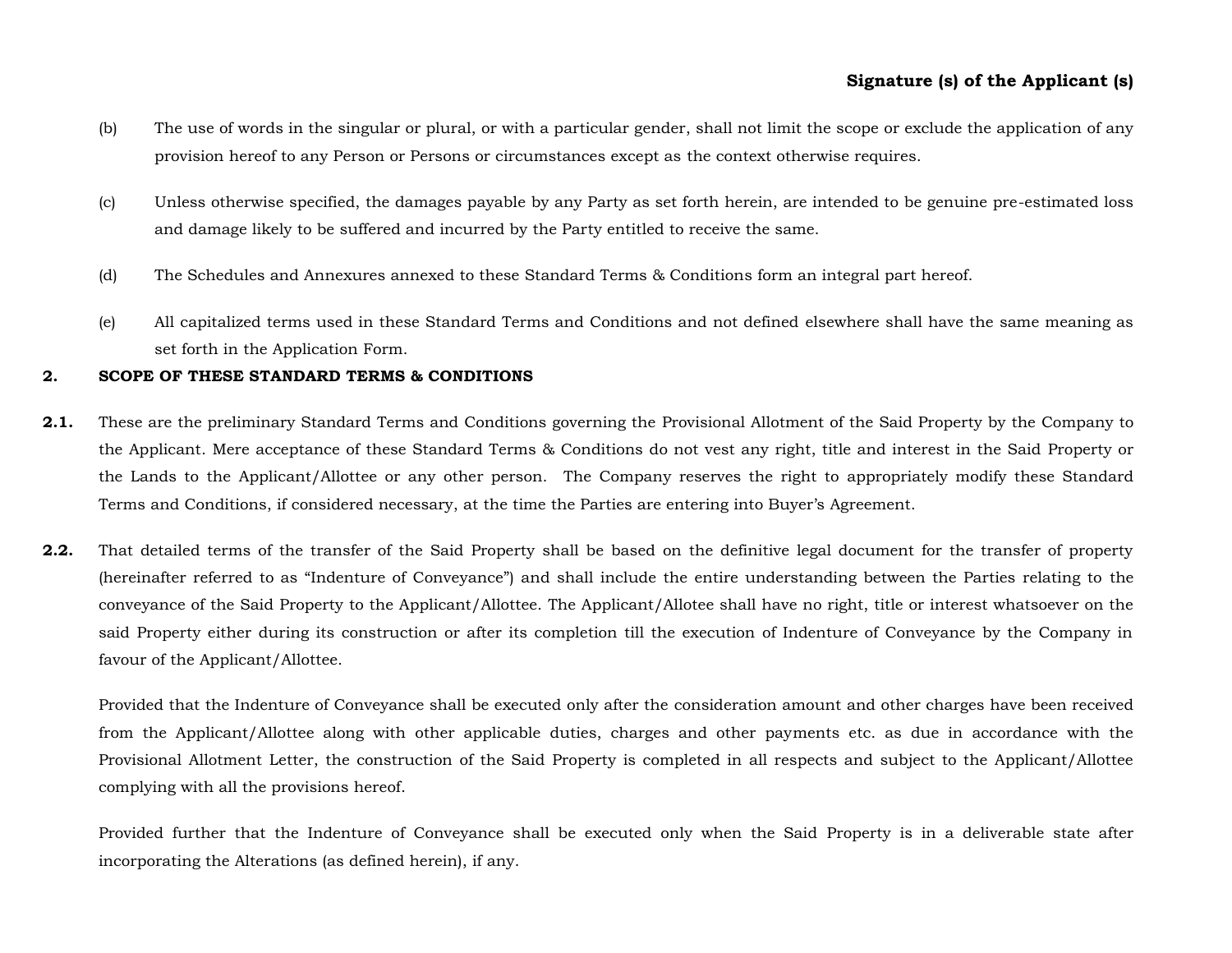(b) The use of words in the singular or plural, or with a particular gender, shall not limit the scope or exclude the application of any provision hereof to any Person or Persons or circumstances except as the context otherwise requires.

(c) Unless otherwise specified, the damages payable by any Party as set forth herein, are intended to be genuine pre-estimated loss and damage likely to be suffered and incurred by the Party entitled to receive the same.

(d) The Schedules and Annexures annexed to these Standard Terms & Conditions form an integral part hereof.

(e) All capitalized terms used in these Standard Terms and Conditions and not defined elsewhere shall have the same meaning as set forth in the Application Form.

**2. SCOPE OF THESE STANDARD TERMS & CONDITIONS**

**2.1.** These are the preliminary Standard Terms and Conditions governing the Provisional Allotment of the Said Property by the Company to the Applicant. Mere acceptance of these Standard Terms & Conditions do not vest any right, title and interest in the Said Property or the Lands to the Applicant/Allottee or any other person. The Company reserves the right to appropriately modify these Standard Terms and Conditions, if considered necessary, at the time the Parties are entering into Buyer's Agreement.

**2.2.** That detailed terms of the transfer of the Said Property shall be based on the definitive legal document for the transfer of property (hereinafter referred to as "Indenture of Conveyance") and shall include the entire understanding between the Parties relating to the conveyance of the Said Property to the Applicant/Allottee. The Applicant/Allotee shall have no right, title or interest whatsoever on the said Property either during its construction or after its completion till the execution of Indenture of Conveyance by the Company in favour of the Applicant/Allottee.

Provided that the Indenture of Conveyance shall be executed only after the consideration amount and other charges have been received from the Applicant/Allottee along with other applicable duties, charges and other payments etc. as due in accordance with the Provisional Allotment Letter, the construction of the Said Property is completed in all respects and subject to the Applicant/Allottee complying with all the provisions hereof.

Provided further that the Indenture of Conveyance shall be executed only when the Said Property is in a deliverable state after incorporating the Alterations (as defined herein), if any.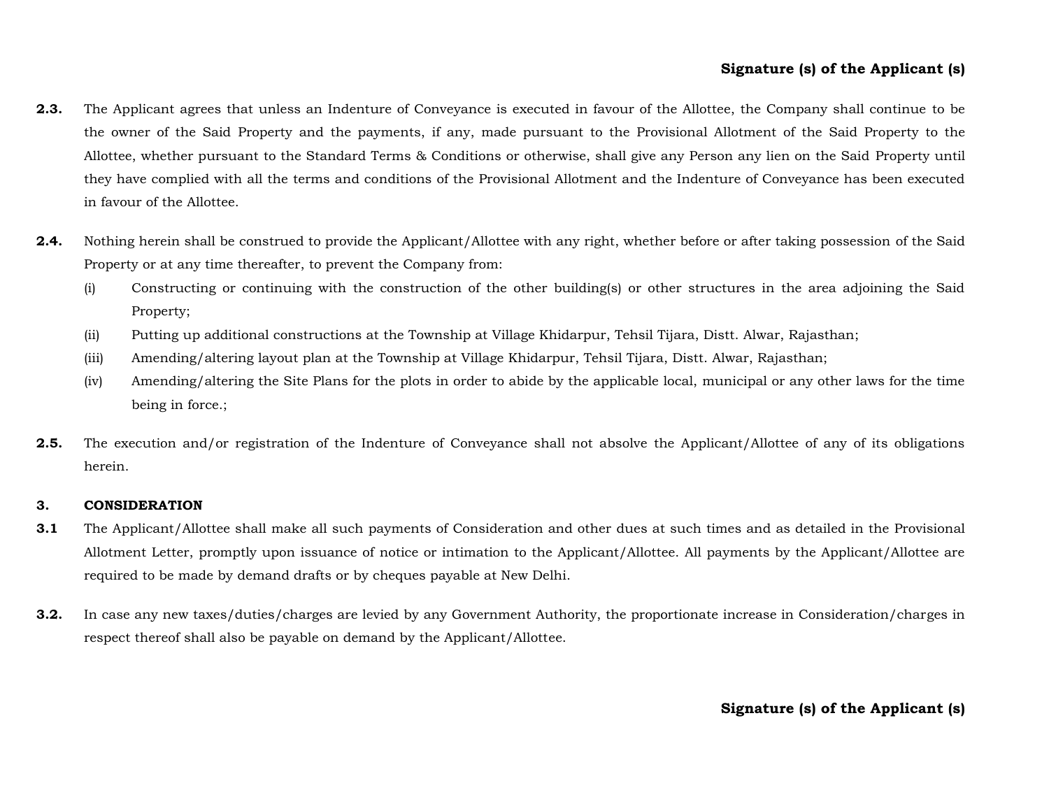**Signature (s) of the Applicant (s)**

**2.3.** The Applicant agrees that unless an Indenture of Conveyance is executed in favour of the Allottee, the Company shall continue to be the owner of the Said Property and the payments, if any, made pursuant to the Provisional Allotment of the Said Property to the Allottee, whether pursuant to the Standard Terms & Conditions or otherwise, shall give any Person any lien on the Said Property until they have complied with all the terms and conditions of the Provisional Allotment and the Indenture of Conveyance has been executed in favour of the Allottee.

**2.4.** Nothing herein shall be construed to provide the Applicant/Allottee with any right, whether before or after taking possession of the Said Property or at any time thereafter, to prevent the Company from:

- (i) Constructing or continuing with the construction of the other building(s) or other structures in the area adjoining the Said Property;
- (ii) Putting up additional constructions at the Township at Village Khidarpur, Tehsil Tijara, Distt. Alwar, Rajasthan;
- (iii) Amending/altering layout plan at the Township at Village Khidarpur, Tehsil Tijara, Distt. Alwar, Rajasthan;
- (iv) Amending/altering the Site Plans for the plots in order to abide by the applicable local, municipal or any other laws for the time being in force.;

**2.5.** The execution and/or registration of the Indenture of Conveyance shall not absolve the Applicant/Allottee of any of its obligations herein.

**3. CONSIDERATION**

**3.1** The Applicant/Allottee shall make all such payments of Consideration and other dues at such times and as detailed in the Provisional Allotment Letter, promptly upon issuance of notice or intimation to the Applicant/Allottee. All payments by the Applicant/Allottee are required to be made by demand drafts or by cheques payable at New Delhi.

**3.2.** In case any new taxes/duties/charges are levied by any Government Authority, the proportionate increase in Consideration/charges in respect thereof shall also be payable on demand by the Applicant/Allottee.

**Signature (s) of the Applicant (s)**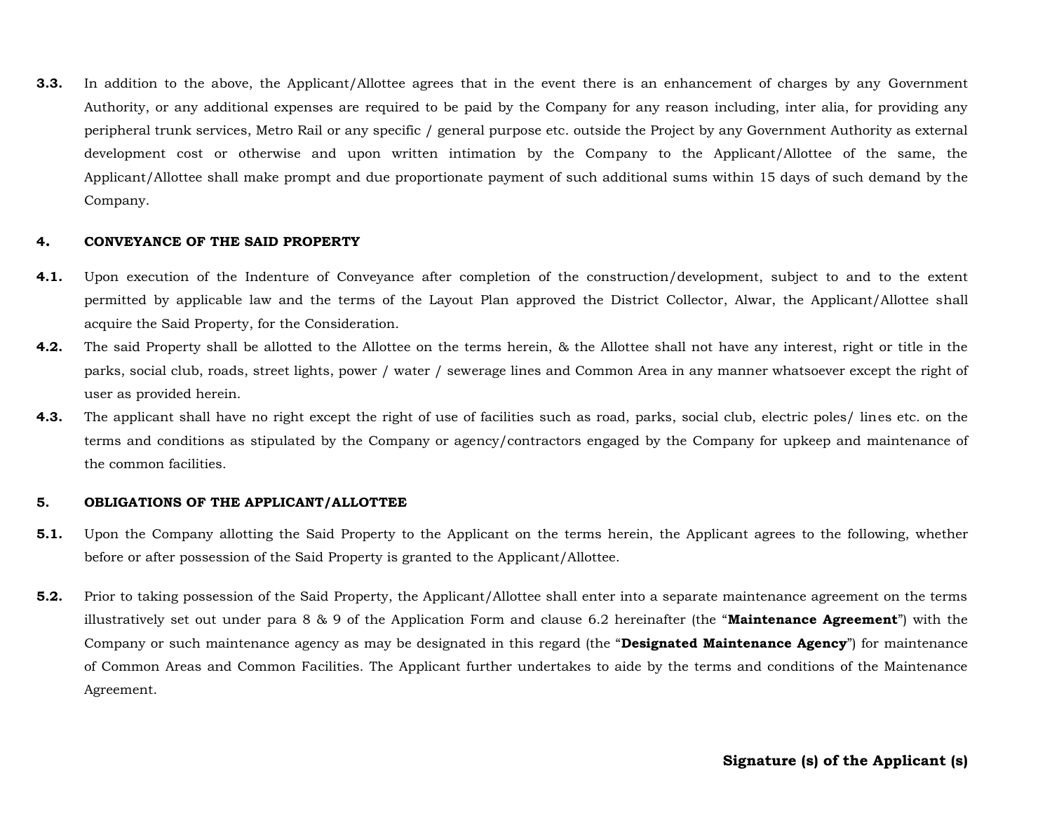**3.3.** In addition to the above, the Applicant/Allottee agrees that in the event there is an enhancement of charges by any Government Authority, or any additional expenses are required to be paid by the Company for any reason including, inter alia, for providing any peripheral trunk services, Metro Rail or any specific / general purpose etc. outside the Project by any Government Authority as external development cost or otherwise and upon written intimation by the Company to the Applicant/Allottee of the same, the Applicant/Allottee shall make prompt and due proportionate payment of such additional sums within 15 days of such demand by the Company.

## 4. CONVEYANCE OF THE SAID PROPERTY

**4.1.** Upon execution of the Indenture of Conveyance after completion of the construction/development, subject to and to the extent permitted by applicable law and the terms of the Layout Plan approved the District Collector, Alwar, the Applicant/Allottee shall acquire the Said Property, for the Consideration.

**4.2.** The said Property shall be allotted to the Allottee on the terms herein, & the Allottee shall not have any interest, right or title in the parks, social club, roads, street lights, power / water / sewerage lines and Common Area in any manner whatsoever except the right of user as provided herein.

**4.3.** The applicant shall have no right except the right of use of facilities such as road, parks, social club, electric poles/ lines etc. on the terms and conditions as stipulated by the Company or agency/contractors engaged by the Company for upkeep and maintenance of the common facilities.

## 5. OBLIGATIONS OF THE APPLICANT/ALLOTTEE

**5.1.** Upon the Company allotting the Said Property to the Applicant on the terms herein, the Applicant agrees to the following, whether before or after possession of the Said Property is granted to the Applicant/Allottee.

**5.2.** Prior to taking possession of the Said Property, the Applicant/Allottee shall enter into a separate maintenance agreement on the terms illustratively set out under para 8 & 9 of the Application Form and clause 6.2 hereinafter (the "**Maintenance Agreement**") with the Company or such maintenance agency as may be designated in this regard (the "**Designated Maintenance Agency**") for maintenance of Common Areas and Common Facilities. The Applicant further undertakes to aide by the terms and conditions of the Maintenance Agreement.

**Signature (s) of the Applicant (s)**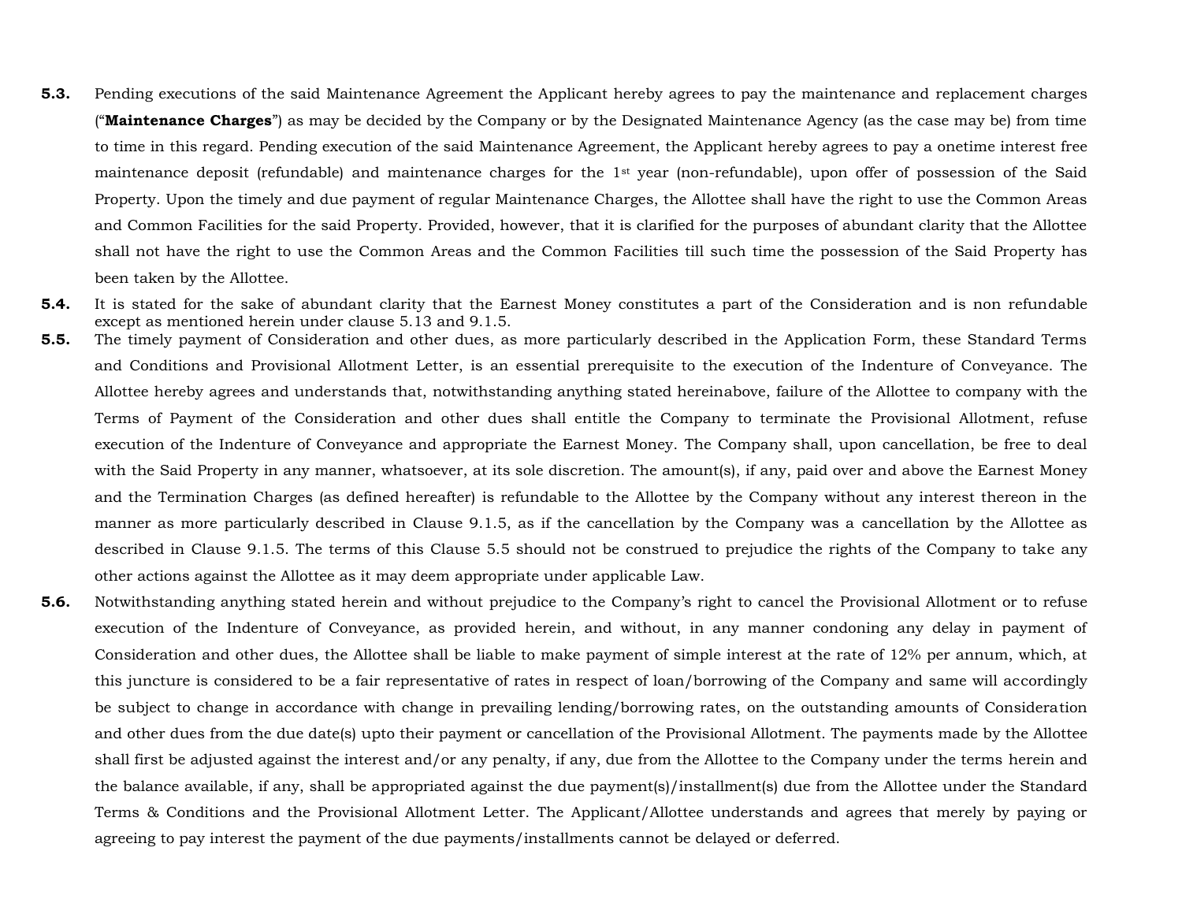**5.3.** Pending executions of the said Maintenance Agreement the Applicant hereby agrees to pay the maintenance and replacement charges ("**Maintenance Charges**") as may be decided by the Company or by the Designated Maintenance Agency (as the case may be) from time to time in this regard. Pending execution of the said Maintenance Agreement, the Applicant hereby agrees to pay a onetime interest free maintenance deposit (refundable) and maintenance charges for the 1st year (non-refundable), upon offer of possession of the Said Property. Upon the timely and due payment of regular Maintenance Charges, the Allottee shall have the right to use the Common Areas and Common Facilities for the said Property. Provided, however, that it is clarified for the purposes of abundant clarity that the Allottee shall not have the right to use the Common Areas and the Common Facilities till such time the possession of the Said Property has been taken by the Allottee.

**5.4.** It is stated for the sake of abundant clarity that the Earnest Money constitutes a part of the Consideration and is non refundable except as mentioned herein under clause 5.13 and 9.1.5.

**5.5.** The timely payment of Consideration and other dues, as more particularly described in the Application Form, these Standard Terms and Conditions and Provisional Allotment Letter, is an essential prerequisite to the execution of the Indenture of Conveyance. The Allottee hereby agrees and understands that, notwithstanding anything stated hereinabove, failure of the Allottee to company with the Terms of Payment of the Consideration and other dues shall entitle the Company to terminate the Provisional Allotment, refuse execution of the Indenture of Conveyance and appropriate the Earnest Money. The Company shall, upon cancellation, be free to deal with the Said Property in any manner, whatsoever, at its sole discretion. The amount(s), if any, paid over and above the Earnest Money and the Termination Charges (as defined hereafter) is refundable to the Allottee by the Company without any interest thereon in the manner as more particularly described in Clause 9.1.5, as if the cancellation by the Company was a cancellation by the Allottee as described in Clause 9.1.5. The terms of this Clause 5.5 should not be construed to prejudice the rights of the Company to take any other actions against the Allottee as it may deem appropriate under applicable Law.

**5.6.** Notwithstanding anything stated herein and without prejudice to the Company's right to cancel the Provisional Allotment or to refuse execution of the Indenture of Conveyance, as provided herein, and without, in any manner condoning any delay in payment of Consideration and other dues, the Allottee shall be liable to make payment of simple interest at the rate of 12% per annum, which, at this juncture is considered to be a fair representative of rates in respect of loan/borrowing of the Company and same will accordingly be subject to change in accordance with change in prevailing lending/borrowing rates, on the outstanding amounts of Consideration and other dues from the due date(s) upto their payment or cancellation of the Provisional Allotment. The payments made by the Allottee shall first be adjusted against the interest and/or any penalty, if any, due from the Allottee to the Company under the terms herein and the balance available, if any, shall be appropriated against the due payment(s)/installment(s) due from the Allottee under the Standard Terms & Conditions and the Provisional Allotment Letter. The Applicant/Allottee understands and agrees that merely by paying or agreeing to pay interest the payment of the due payments/installments cannot be delayed or deferred.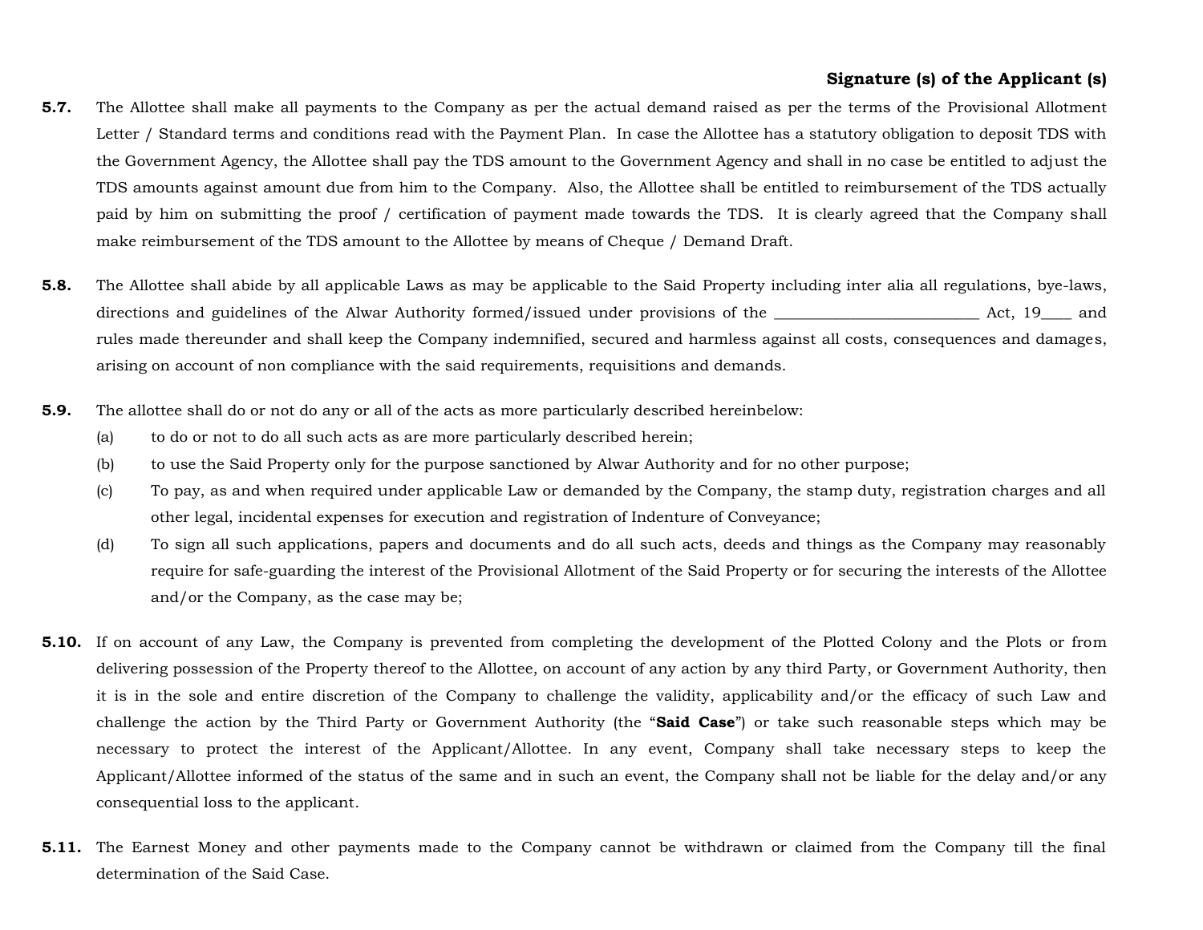**Signature (s) of the Applicant (s)**

**5.7.** The Allottee shall make all payments to the Company as per the actual demand raised as per the terms of the Provisional Allotment Letter / Standard terms and conditions read with the Payment Plan. In case the Allottee has a statutory obligation to deposit TDS with the Government Agency, the Allottee shall pay the TDS amount to the Government Agency and shall in no case be entitled to adjust the TDS amounts against amount due from him to the Company. Also, the Allottee shall be entitled to reimbursement of the TDS actually paid by him on submitting the proof / certification of payment made towards the TDS. It is clearly agreed that the Company shall make reimbursement of the TDS amount to the Allottee by means of Cheque / Demand Draft.

**5.8.** The Allottee shall abide by all applicable Laws as may be applicable to the Said Property including inter alia all regulations, bye-laws, directions and guidelines of the Alwar Authority formed/issued under provisions of the __________________________ Act, 19____ and rules made thereunder and shall keep the Company indemnified, secured and harmless against all costs, consequences and damages, arising on account of non compliance with the said requirements, requisitions and demands.

**5.9.** The allottee shall do or not do any or all of the acts as more particularly described hereinbelow:

(a) to do or not to do all such acts as are more particularly described herein;

(b) to use the Said Property only for the purpose sanctioned by Alwar Authority and for no other purpose;

(c) To pay, as and when required under applicable Law or demanded by the Company, the stamp duty, registration charges and all other legal, incidental expenses for execution and registration of Indenture of Conveyance;

(d) To sign all such applications, papers and documents and do all such acts, deeds and things as the Company may reasonably require for safe-guarding the interest of the Provisional Allotment of the Said Property or for securing the interests of the Allottee and/or the Company, as the case may be;

**5.10.** If on account of any Law, the Company is prevented from completing the development of the Plotted Colony and the Plots or from delivering possession of the Property thereof to the Allottee, on account of any action by any third Party, or Government Authority, then it is in the sole and entire discretion of the Company to challenge the validity, applicability and/or the efficacy of such Law and challenge the action by the Third Party or Government Authority (the "**Said Case**") or take such reasonable steps which may be necessary to protect the interest of the Applicant/Allottee. In any event, Company shall take necessary steps to keep the Applicant/Allottee informed of the status of the same and in such an event, the Company shall not be liable for the delay and/or any consequential loss to the applicant.

**5.11.** The Earnest Money and other payments made to the Company cannot be withdrawn or claimed from the Company till the final determination of the Said Case.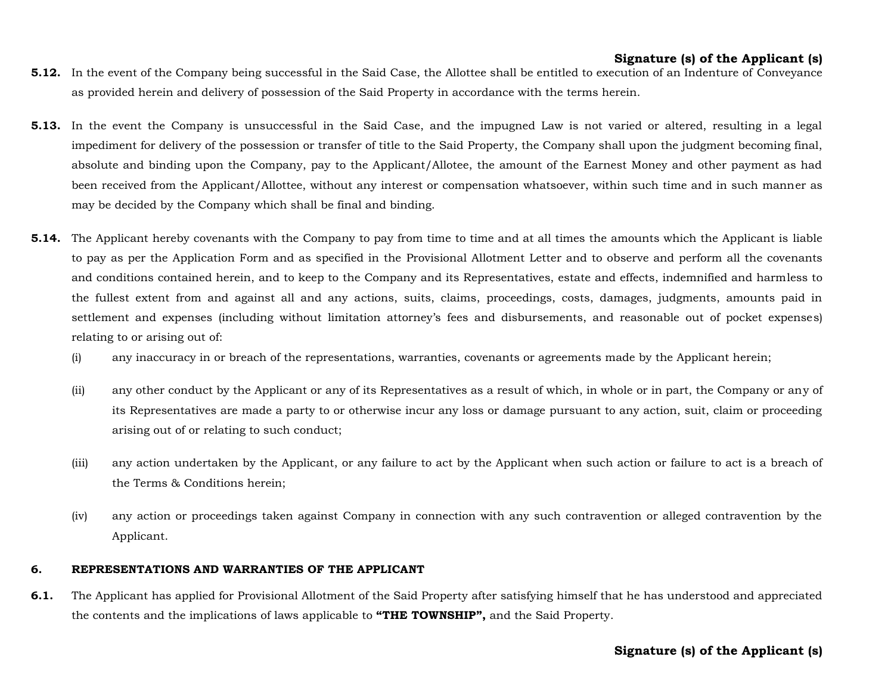**5.12.** In the event of the Company being successful in the Said Case, the Allottee shall be entitled to execution of an Indenture of Conveyance as provided herein and delivery of possession of the Said Property in accordance with the terms herein.

**5.13.** In the event the Company is unsuccessful in the Said Case, and the impugned Law is not varied or altered, resulting in a legal impediment for delivery of the possession or transfer of title to the Said Property, the Company shall upon the judgment becoming final, absolute and binding upon the Company, pay to the Applicant/Allotee, the amount of the Earnest Money and other payment as had been received from the Applicant/Allotee, without any interest or compensation whatsoever, within such time and in such manner as may be decided by the Company which shall be final and binding.

**5.14.** The Applicant hereby covenants with the Company to pay from time to time and at all times the amounts which the Applicant is liable to pay as per the Application Form and as specified in the Provisional Allotment Letter and to observe and perform all the covenants and conditions contained herein, and to keep to the Company and its Representatives, estate and effects, indemnified and harmless to the fullest extent from and against all and any actions, suits, claims, proceedings, costs, damages, judgments, amounts paid in settlement and expenses (including without limitation attorney's fees and disbursements, and reasonable out of pocket expenses) relating to or arising out of:

(i) any inaccuracy in or breach of the representations, warranties, covenants or agreements made by the Applicant herein;

(ii) any other conduct by the Applicant or any of its Representatives as a result of which, in whole or in part, the Company or any of its Representatives are made a party to or otherwise incur any loss or damage pursuant to any action, suit, claim or proceeding arising out of or relating to such conduct;

(iii) any action undertaken by the Applicant, or any failure to act by the Applicant when such action or failure to act is a breach of the Terms & Conditions herein;

(iv) any action or proceedings taken against Company in connection with any such contravention or alleged contravention by the Applicant.

## 6. REPRESENTATIONS AND WARRANTIES OF THE APPLICANT

**6.1.** The Applicant has applied for Provisional Allotment of the Said Property after satisfying himself that he has understood and appreciated the contents and the implications of laws applicable to **"THE TOWNSHIP",** and the Said Property.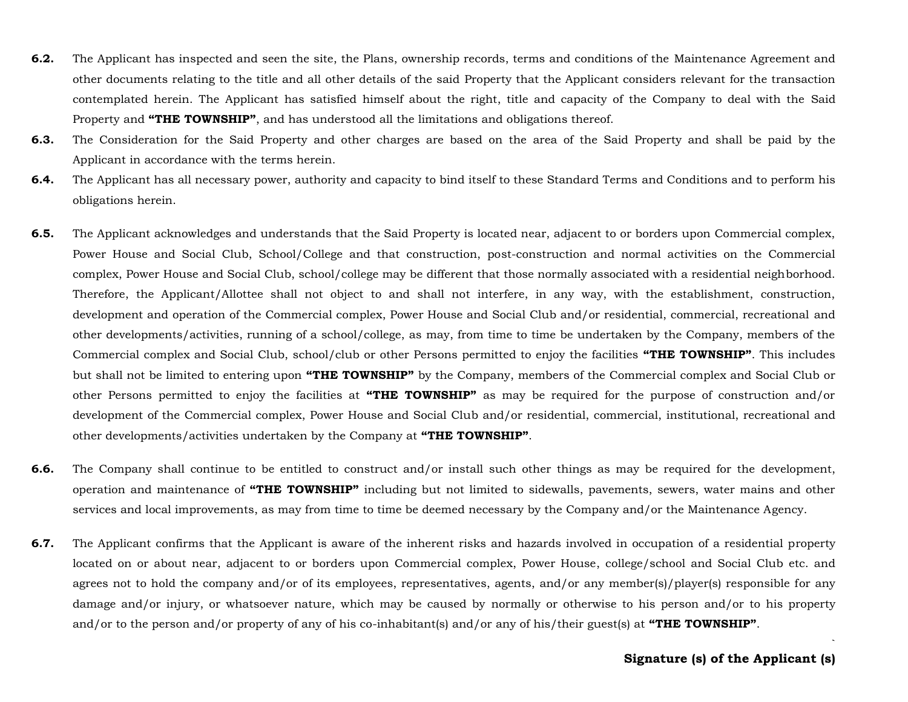**6.2.** The Applicant has inspected and seen the site, the Plans, ownership records, terms and conditions of the Maintenance Agreement and other documents relating to the title and all other details of the said Property that the Applicant considers relevant for the transaction contemplated herein. The Applicant has satisfied himself about the right, title and capacity of the Company to deal with the Said Property and **"THE TOWNSHIP"**, and has understood all the limitations and obligations thereof.

**6.3.** The Consideration for the Said Property and other charges are based on the area of the Said Property and shall be paid by the Applicant in accordance with the terms herein.

**6.4.** The Applicant has all necessary power, authority and capacity to bind itself to these Standard Terms and Conditions and to perform his obligations herein.

**6.5.** The Applicant acknowledges and understands that the Said Property is located near, adjacent to or borders upon Commercial complex, Power House and Social Club, School/College and that construction, post-construction and normal activities on the Commercial complex, Power House and Social Club, school/college may be different that those normally associated with a residential neighborhood. Therefore, the Applicant/Allottee shall not object to and shall not interfere, in any way, with the establishment, construction, development and operation of the Commercial complex, Power House and Social Club and/or residential, commercial, recreational and other developments/activities, running of a school/college, as may, from time to time be undertaken by the Company, members of the Commercial complex and Social Club, school/club or other Persons permitted to enjoy the facilities **"THE TOWNSHIP"**. This includes but shall not be limited to entering upon **"THE TOWNSHIP"** by the Company, members of the Commercial complex and Social Club or other Persons permitted to enjoy the facilities at **"THE TOWNSHIP"** as may be required for the purpose of construction and/or development of the Commercial complex, Power House and Social Club and/or residential, commercial, institutional, recreational and other developments/activities undertaken by the Company at **"THE TOWNSHIP"**.

**6.6.** The Company shall continue to be entitled to construct and/or install such other things as may be required for the development, operation and maintenance of **"THE TOWNSHIP"** including but not limited to sidewalls, pavements, sewers, water mains and other services and local improvements, as may from time to time be deemed necessary by the Company and/or the Maintenance Agency.

**6.7.** The Applicant confirms that the Applicant is aware of the inherent risks and hazards involved in occupation of a residential property located on or about near, adjacent to or borders upon Commercial complex, Power House, college/school and Social Club etc. and agrees not to hold the company and/or of its employees, representatives, agents, and/or any member(s)/player(s) responsible for any damage and/or injury, or whatsoever nature, which may be caused by normally or otherwise to his person and/or to his property and/or to the person and/or property of any of his co-inhabitant(s) and/or any of his/their guest(s) at **"THE TOWNSHIP"**.

**Signature (s) of the Applicant (s)**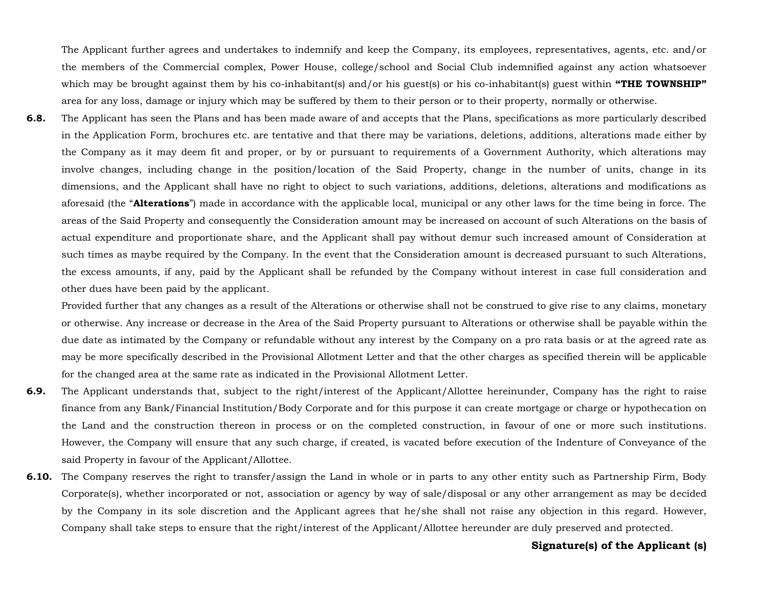The Applicant further agrees and undertakes to indemnify and keep the Company, its employees, representatives, agents, etc. and/or the members of the Commercial complex, Power House, college/school and Social Club indemnified against any action whatsoever which may be brought against them by his co-inhabitant(s) and/or his guest(s) or his co-inhabitant(s) guest within **"THE TOWNSHIP"** area for any loss, damage or injury which may be suffered by them to their person or to their property, normally or otherwise.

**6.8.** The Applicant has seen the Plans and has been made aware of and accepts that the Plans, specifications as more particularly described in the Application Form, brochures etc. are tentative and that there may be variations, deletions, additions, alterations made either by the Company as it may deem fit and proper, or by or pursuant to requirements of a Government Authority, which alterations may involve changes, including change in the position/location of the Said Property, change in the number of units, change in its dimensions, and the Applicant shall have no right to object to such variations, additions, deletions, alterations and modifications as aforesaid (the "**Alterations**") made in accordance with the applicable local, municipal or any other laws for the time being in force. The areas of the Said Property and consequently the Consideration amount may be increased on account of such Alterations on the basis of actual expenditure and proportionate share, and the Applicant shall pay without demur such increased amount of Consideration at such times as maybe required by the Company. In the event that the Consideration amount is decreased pursuant to such Alterations, the excess amounts, if any, paid by the Applicant shall be refunded by the Company without interest in case full consideration and other dues have been paid by the applicant.

Provided further that any changes as a result of the Alterations or otherwise shall not be construed to give rise to any claims, monetary or otherwise. Any increase or decrease in the Area of the Said Property pursuant to Alterations or otherwise shall be payable within the due date as intimated by the Company or refundable without any interest by the Company on a pro rata basis or at the agreed rate as may be more specifically described in the Provisional Allotment Letter and that the other charges as specified therein will be applicable for the changed area at the same rate as indicated in the Provisional Allotment Letter.

**6.9.** The Applicant understands that, subject to the right/interest of the Applicant/Allottee hereinunder, Company has the right to raise finance from any Bank/Financial Institution/Body Corporate and for this purpose it can create mortgage or charge or hypothecation on the Land and the construction thereon in process or on the completed construction, in favour of one or more such institutions. However, the Company will ensure that any such charge, if created, is vacated before execution of the Indenture of Conveyance of the said Property in favour of the Applicant/Allottee.

**6.10.** The Company reserves the right to transfer/assign the Land in whole or in parts to any other entity such as Partnership Firm, Body Corporate(s), whether incorporated or not, association or agency by way of sale/disposal or any other arrangement as may be decided by the Company in its sole discretion and the Applicant agrees that he/she shall not raise any objection in this regard. However, Company shall take steps to ensure that the right/interest of the Applicant/Allottee hereunder are duly preserved and protected.

**Signature(s) of the Applicant (s)**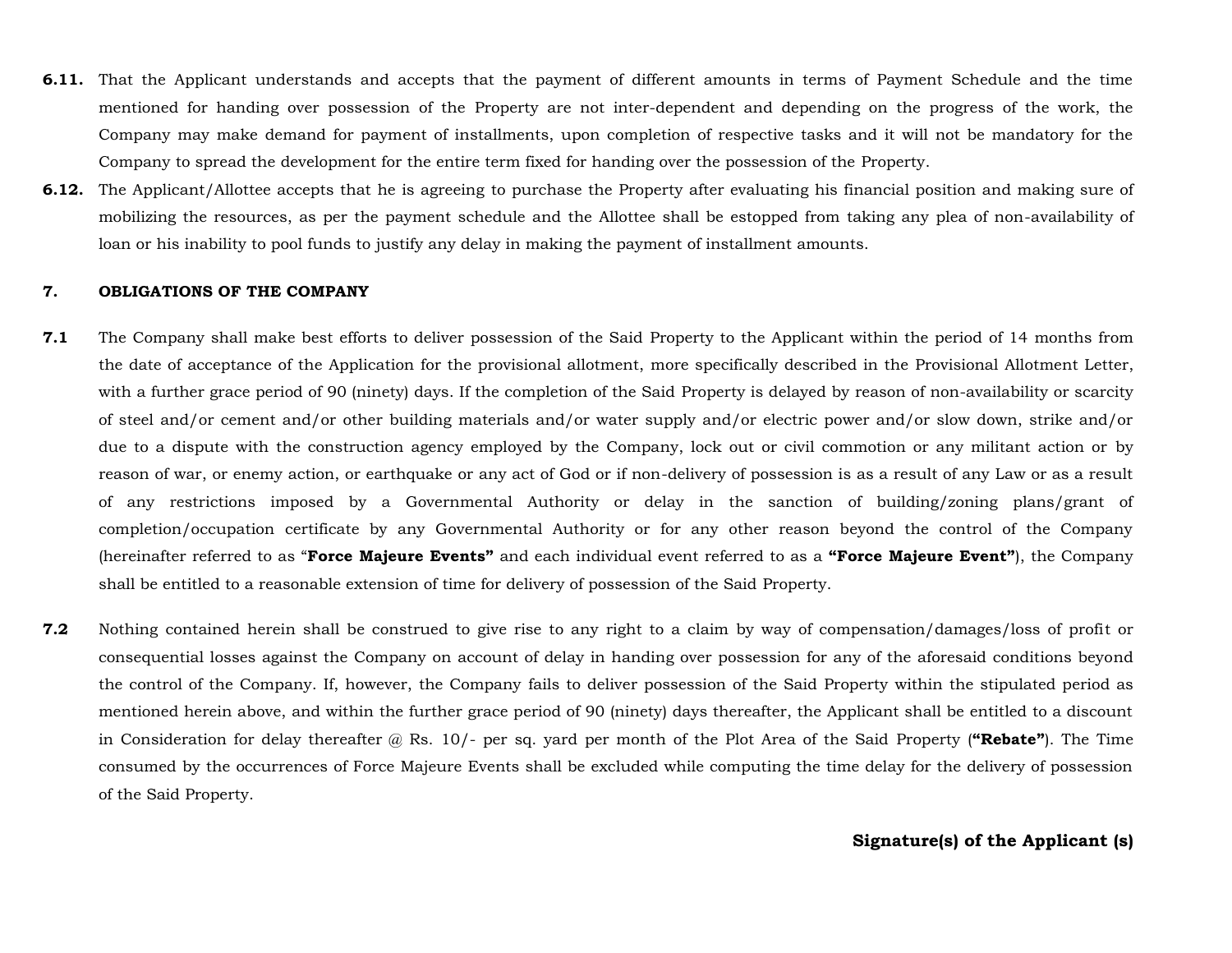**6.11.** That the Applicant understands and accepts that the payment of different amounts in terms of Payment Schedule and the time mentioned for handing over possession of the Property are not inter-dependent and depending on the progress of the work, the Company may make demand for payment of installments, upon completion of respective tasks and it will not be mandatory for the Company to spread the development for the entire term fixed for handing over the possession of the Property.

**6.12.** The Applicant/Allottee accepts that he is agreeing to purchase the Property after evaluating his financial position and making sure of mobilizing the resources, as per the payment schedule and the Allottee shall be estopped from taking any plea of non-availability of loan or his inability to pool funds to justify any delay in making the payment of installment amounts.

## 7. OBLIGATIONS OF THE COMPANY

**7.1** The Company shall make best efforts to deliver possession of the Said Property to the Applicant within the period of 14 months from the date of acceptance of the Application for the provisional allotment, more specifically described in the Provisional Allotment Letter, with a further grace period of 90 (ninety) days. If the completion of the Said Property is delayed by reason of non-availability or scarcity of steel and/or cement and/or other building materials and/or water supply and/or electric power and/or slow down, strike and/or due to a dispute with the construction agency employed by the Company, lock out or civil commotion or any militant action or by reason of war, or enemy action, or earthquake or any act of God or if non-delivery of possession is as a result of any Law or as a result of any restrictions imposed by a Governmental Authority or delay in the sanction of building/zoning plans/grant of completion/occupation certificate by any Governmental Authority or for any other reason beyond the control of the Company (hereinafter referred to as "**Force Majeure Events"** and each individual event referred to as a **"Force Majeure Event"**), the Company shall be entitled to a reasonable extension of time for delivery of possession of the Said Property.

**7.2** Nothing contained herein shall be construed to give rise to any right to a claim by way of compensation/damages/loss of profit or consequential losses against the Company on account of delay in handing over possession for any of the aforesaid conditions beyond the control of the Company. If, however, the Company fails to deliver possession of the Said Property within the stipulated period as mentioned herein above, and within the further grace period of 90 (ninety) days thereafter, the Applicant shall be entitled to a discount in Consideration for delay thereafter @ Rs. 10/- per sq. yard per month of the Plot Area of the Said Property (**"Rebate"**). The Time consumed by the occurrences of Force Majeure Events shall be excluded while computing the time delay for the delivery of possession of the Said Property.

**Signature(s) of the Applicant (s)**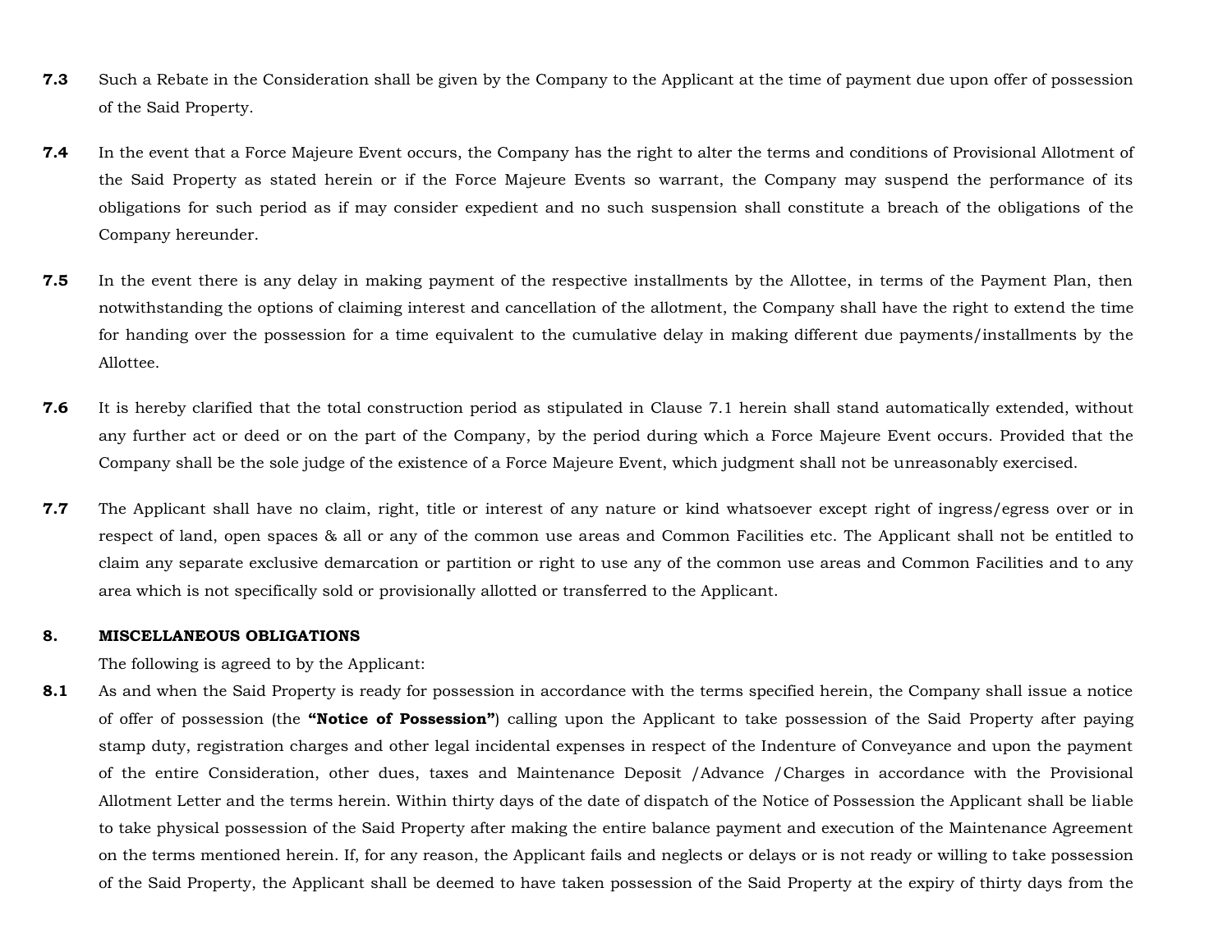**7.3** Such a Rebate in the Consideration shall be given by the Company to the Applicant at the time of payment due upon offer of possession of the Said Property.

**7.4** In the event that a Force Majeure Event occurs, the Company has the right to alter the terms and conditions of Provisional Allotment of the Said Property as stated herein or if the Force Majeure Events so warrant, the Company may suspend the performance of its obligations for such period as if may consider expedient and no such suspension shall constitute a breach of the obligations of the Company hereunder.

**7.5** In the event there is any delay in making payment of the respective installments by the Allottee, in terms of the Payment Plan, then notwithstanding the options of claiming interest and cancellation of the allotment, the Company shall have the right to extend the time for handing over the possession for a time equivalent to the cumulative delay in making different due payments/installments by the Allottee.

**7.6** It is hereby clarified that the total construction period as stipulated in Clause 7.1 herein shall stand automatically extended, without any further act or deed or on the part of the Company, by the period during which a Force Majeure Event occurs. Provided that the Company shall be the sole judge of the existence of a Force Majeure Event, which judgment shall not be unreasonably exercised.

**7.7** The Applicant shall have no claim, right, title or interest of any nature or kind whatsoever except right of ingress/egress over or in respect of land, open spaces & all or any of the common use areas and Common Facilities etc. The Applicant shall not be entitled to claim any separate exclusive demarcation or partition or right to use any of the common use areas and Common Facilities and to any area which is not specifically sold or provisionally allotted or transferred to the Applicant.

## 8. MISCELLANEOUS OBLIGATIONS

The following is agreed to by the Applicant:

**8.1** As and when the Said Property is ready for possession in accordance with the terms specified herein, the Company shall issue a notice of offer of possession (the **"Notice of Possession"**) calling upon the Applicant to take possession of the Said Property after paying stamp duty, registration charges and other legal incidental expenses in respect of the Indenture of Conveyance and upon the payment of the entire Consideration, other dues, taxes and Maintenance Deposit /Advance /Charges in accordance with the Provisional Allotment Letter and the terms herein. Within thirty days of the date of dispatch of the Notice of Possession the Applicant shall be liable to take physical possession of the Said Property after making the entire balance payment and execution of the Maintenance Agreement on the terms mentioned herein. If, for any reason, the Applicant fails and neglects or delays or is not ready or willing to take possession of the Said Property, the Applicant shall be deemed to have taken possession of the Said Property at the expiry of thirty days from the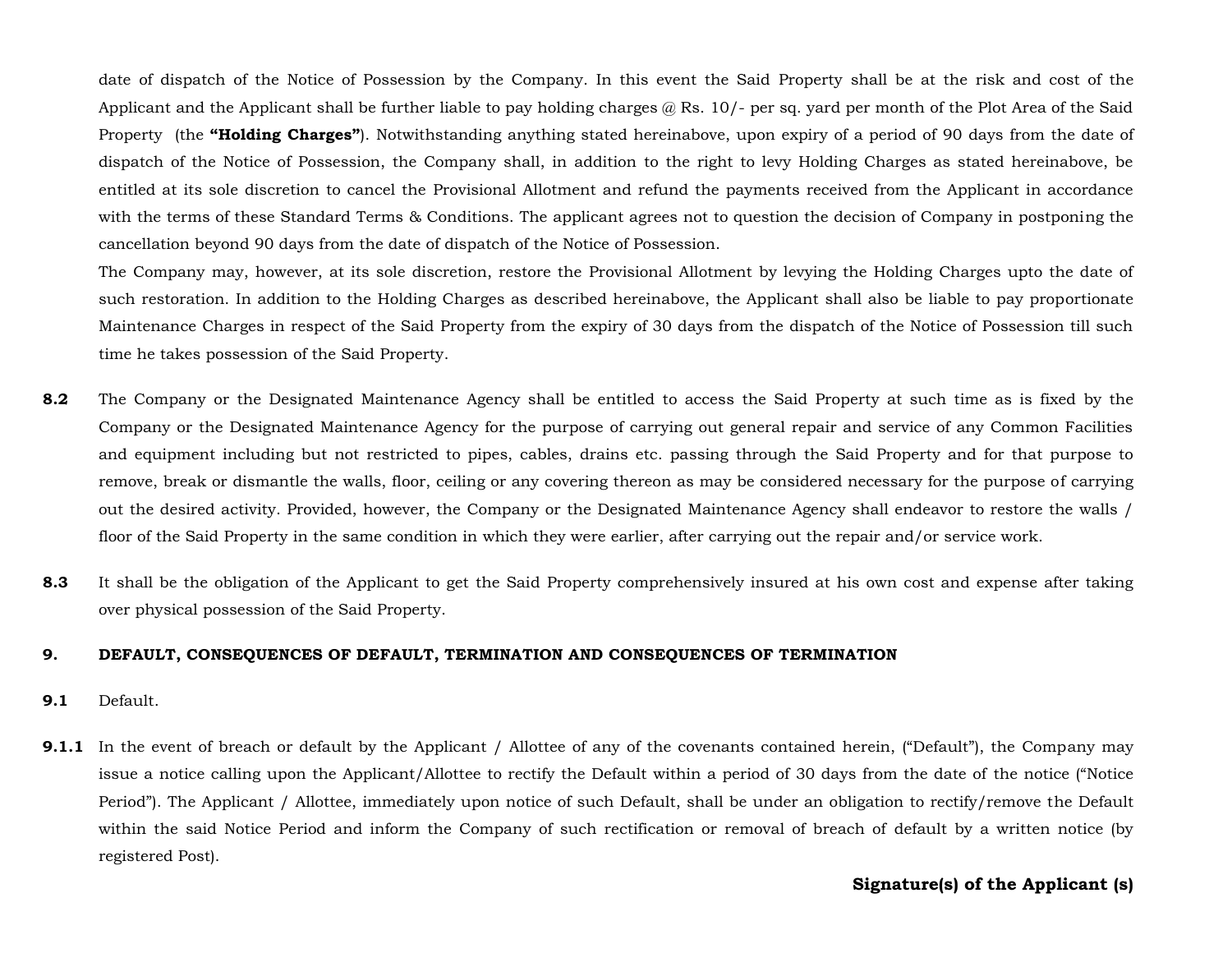date of dispatch of the Notice of Possession by the Company. In this event the Said Property shall be at the risk and cost of the Applicant and the Applicant shall be further liable to pay holding charges @ Rs. 10/- per sq. yard per month of the Plot Area of the Said Property (the **"Holding Charges"**). Notwithstanding anything stated hereinabove, upon expiry of a period of 90 days from the date of dispatch of the Notice of Possession, the Company shall, in addition to the right to levy Holding Charges as stated hereinabove, be entitled at its sole discretion to cancel the Provisional Allotment and refund the payments received from the Applicant in accordance with the terms of these Standard Terms & Conditions. The applicant agrees not to question the decision of Company in postponing the cancellation beyond 90 days from the date of dispatch of the Notice of Possession.

The Company may, however, at its sole discretion, restore the Provisional Allotment by levying the Holding Charges upto the date of such restoration. In addition to the Holding Charges as described hereinabove, the Applicant shall also be liable to pay proportionate Maintenance Charges in respect of the Said Property from the expiry of 30 days from the dispatch of the Notice of Possession till such time he takes possession of the Said Property.

**8.2** The Company or the Designated Maintenance Agency shall be entitled to access the Said Property at such time as is fixed by the Company or the Designated Maintenance Agency for the purpose of carrying out general repair and service of any Common Facilities and equipment including but not restricted to pipes, cables, drains etc. passing through the Said Property and for that purpose to remove, break or dismantle the walls, floor, ceiling or any covering thereon as may be considered necessary for the purpose of carrying out the desired activity. Provided, however, the Company or the Designated Maintenance Agency shall endeavor to restore the walls / floor of the Said Property in the same condition in which they were earlier, after carrying out the repair and/or service work.

**8.3** It shall be the obligation of the Applicant to get the Said Property comprehensively insured at his own cost and expense after taking over physical possession of the Said Property.

**9. DEFAULT, CONSEQUENCES OF DEFAULT, TERMINATION AND CONSEQUENCES OF TERMINATION**

**9.1** Default.

**9.1.1** In the event of breach or default by the Applicant / Allottee of any of the covenants contained herein, ("Default"), the Company may issue a notice calling upon the Applicant/Allottee to rectify the Default within a period of 30 days from the date of the notice ("Notice Period"). The Applicant / Allottee, immediately upon notice of such Default, shall be under an obligation to rectify/remove the Default within the said Notice Period and inform the Company of such rectification or removal of breach of default by a written notice (by registered Post).

**Signature(s) of the Applicant (s)**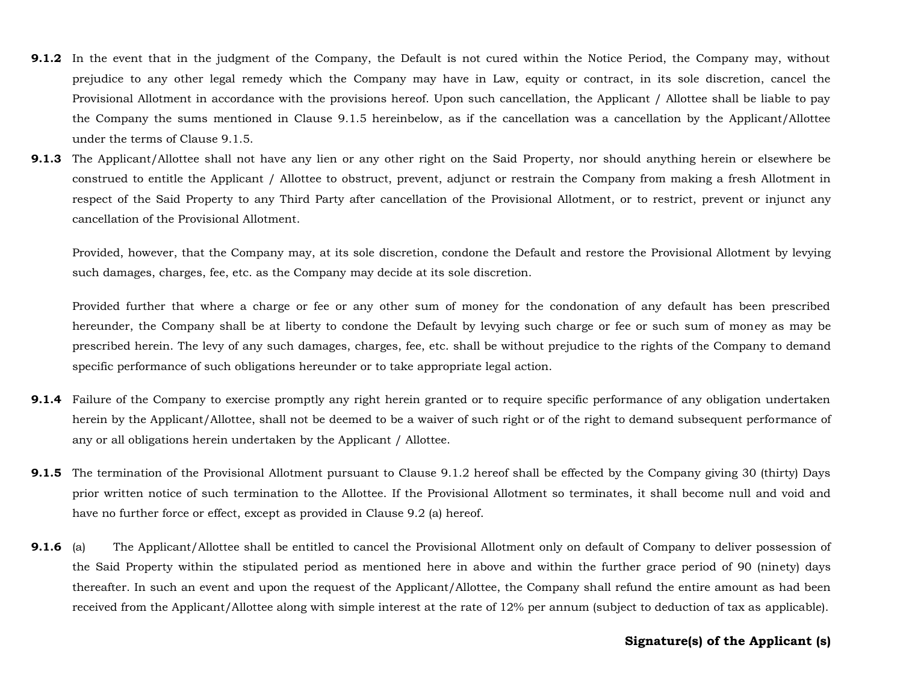**9.1.2** In the event that in the judgment of the Company, the Default is not cured within the Notice Period, the Company may, without prejudice to any other legal remedy which the Company may have in Law, equity or contract, in its sole discretion, cancel the Provisional Allotment in accordance with the provisions hereof. Upon such cancellation, the Applicant / Allottee shall be liable to pay the Company the sums mentioned in Clause 9.1.5 hereinbelow, as if the cancellation was a cancellation by the Applicant/Allottee under the terms of Clause 9.1.5.

**9.1.3** The Applicant/Allottee shall not have any lien or any other right on the Said Property, nor should anything herein or elsewhere be construed to entitle the Applicant / Allottee to obstruct, prevent, adjunct or restrain the Company from making a fresh Allotment in respect of the Said Property to any Third Party after cancellation of the Provisional Allotment, or to restrict, prevent or injunct any cancellation of the Provisional Allotment.

Provided, however, that the Company may, at its sole discretion, condone the Default and restore the Provisional Allotment by levying such damages, charges, fee, etc. as the Company may decide at its sole discretion.

Provided further that where a charge or fee or any other sum of money for the condonation of any default has been prescribed hereunder, the Company shall be at liberty to condone the Default by levying such charge or fee or such sum of money as may be prescribed herein. The levy of any such damages, charges, fee, etc. shall be without prejudice to the rights of the Company to demand specific performance of such obligations hereunder or to take appropriate legal action.

**9.1.4** Failure of the Company to exercise promptly any right herein granted or to require specific performance of any obligation undertaken herein by the Applicant/Allottee, shall not be deemed to be a waiver of such right or of the right to demand subsequent performance of any or all obligations herein undertaken by the Applicant / Allottee.

**9.1.5** The termination of the Provisional Allotment pursuant to Clause 9.1.2 hereof shall be effected by the Company giving 30 (thirty) Days prior written notice of such termination to the Allottee. If the Provisional Allotment so terminates, it shall become null and void and have no further force or effect, except as provided in Clause 9.2 (a) hereof.

**9.1.6** (a) The Applicant/Allottee shall be entitled to cancel the Provisional Allotment only on default of Company to deliver possession of the Said Property within the stipulated period as mentioned here in above and within the further grace period of 90 (ninety) days thereafter. In such an event and upon the request of the Applicant/Allottee, the Company shall refund the entire amount as had been received from the Applicant/Allottee along with simple interest at the rate of 12% per annum (subject to deduction of tax as applicable).

**Signature(s) of the Applicant (s)**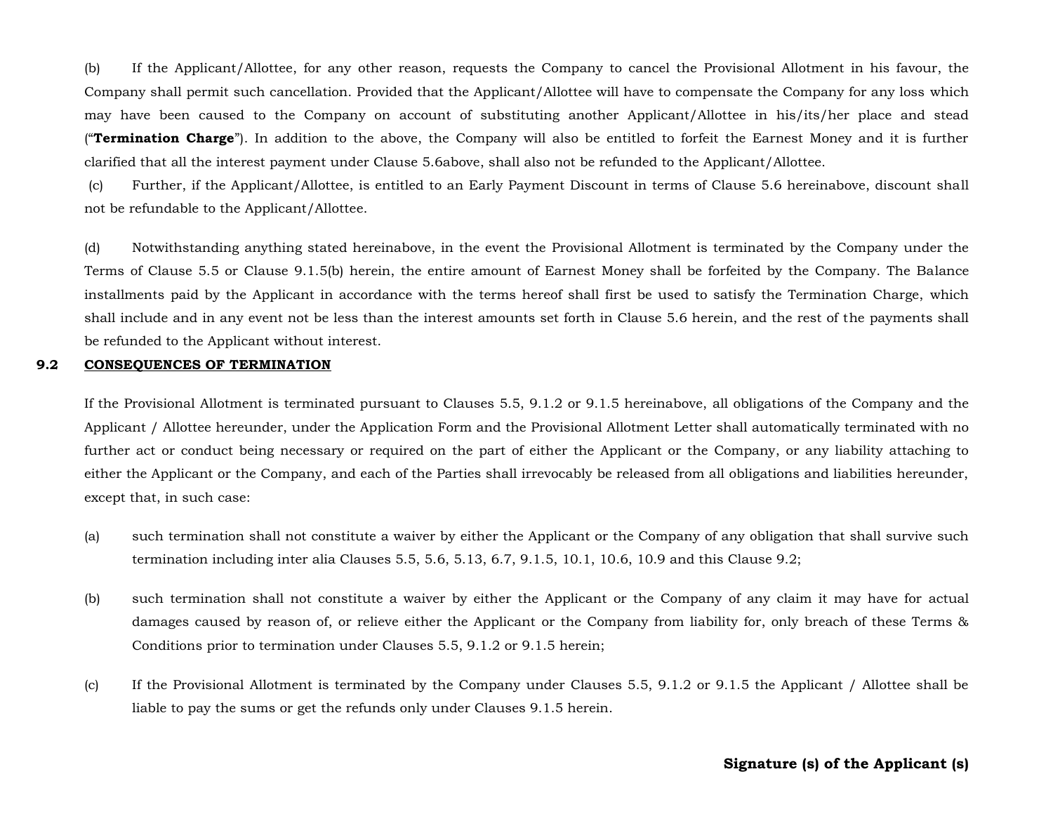(b) If the Applicant/Allottee, for any other reason, requests the Company to cancel the Provisional Allotment in his favour, the Company shall permit such cancellation. Provided that the Applicant/Allottee will have to compensate the Company for any loss which may have been caused to the Company on account of substituting another Applicant/Allottee in his/its/her place and stead ("**Termination Charge**"). In addition to the above, the Company will also be entitled to forfeit the Earnest Money and it is further clarified that all the interest payment under Clause 5.6above, shall also not be refunded to the Applicant/Allottee.

(c) Further, if the Applicant/Allottee, is entitled to an Early Payment Discount in terms of Clause 5.6 hereinabove, discount shall not be refundable to the Applicant/Allottee.

(d) Notwithstanding anything stated hereinabove, in the event the Provisional Allotment is terminated by the Company under the Terms of Clause 5.5 or Clause 9.1.5(b) herein, the entire amount of Earnest Money shall be forfeited by the Company. The Balance installments paid by the Applicant in accordance with the terms hereof shall first be used to satisfy the Termination Charge, which shall include and in any event not be less than the interest amounts set forth in Clause 5.6 herein, and the rest of the payments shall be refunded to the Applicant without interest.

**9.2 <u>CONSEQUENCES OF TERMINATION</u>**

If the Provisional Allotment is terminated pursuant to Clauses 5.5, 9.1.2 or 9.1.5 hereinabove, all obligations of the Company and the Applicant / Allottee hereunder, under the Application Form and the Provisional Allotment Letter shall automatically terminated with no further act or conduct being necessary or required on the part of either the Applicant or the Company, or any liability attaching to either the Applicant or the Company, and each of the Parties shall irrevocably be released from all obligations and liabilities hereunder, except that, in such case:

(a) such termination shall not constitute a waiver by either the Applicant or the Company of any obligation that shall survive such termination including inter alia Clauses 5.5, 5.6, 5.13, 6.7, 9.1.5, 10.1, 10.6, 10.9 and this Clause 9.2;

(b) such termination shall not constitute a waiver by either the Applicant or the Company of any claim it may have for actual damages caused by reason of, or relieve either the Applicant or the Company from liability for, only breach of these Terms & Conditions prior to termination under Clauses 5.5, 9.1.2 or 9.1.5 herein;

(c) If the Provisional Allotment is terminated by the Company under Clauses 5.5, 9.1.2 or 9.1.5 the Applicant / Allottee shall be liable to pay the sums or get the refunds only under Clauses 9.1.5 herein.

**Signature (s) of the Applicant (s)**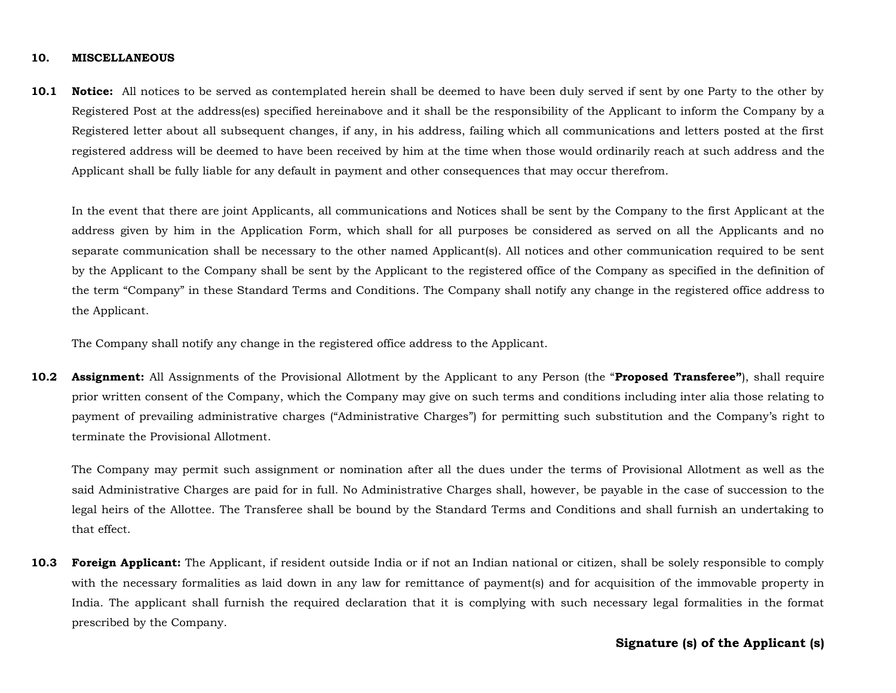## 10. MISCELLANEOUS

**10.1 Notice:** All notices to be served as contemplated herein shall be deemed to have been duly served if sent by one Party to the other by Registered Post at the address(es) specified hereinabove and it shall be the responsibility of the Applicant to inform the Company by a Registered letter about all subsequent changes, if any, in his address, failing which all communications and letters posted at the first registered address will be deemed to have been received by him at the time when those would ordinarily reach at such address and the Applicant shall be fully liable for any default in payment and other consequences that may occur therefrom.

In the event that there are joint Applicants, all communications and Notices shall be sent by the Company to the first Applicant at the address given by him in the Application Form, which shall for all purposes be considered as served on all the Applicants and no separate communication shall be necessary to the other named Applicant(s). All notices and other communication required to be sent by the Applicant to the Company shall be sent by the Applicant to the registered office of the Company as specified in the definition of the term "Company" in these Standard Terms and Conditions. The Company shall notify any change in the registered office address to the Applicant.

The Company shall notify any change in the registered office address to the Applicant.

**10.2 Assignment:** All Assignments of the Provisional Allotment by the Applicant to any Person (the "**Proposed Transferee"**), shall require prior written consent of the Company, which the Company may give on such terms and conditions including inter alia those relating to payment of prevailing administrative charges ("Administrative Charges") for permitting such substitution and the Company's right to terminate the Provisional Allotment.

The Company may permit such assignment or nomination after all the dues under the terms of Provisional Allotment as well as the said Administrative Charges are paid for in full. No Administrative Charges shall, however, be payable in the case of succession to the legal heirs of the Allottee. The Transferee shall be bound by the Standard Terms and Conditions and shall furnish an undertaking to that effect.

**10.3 Foreign Applicant:** The Applicant, if resident outside India or if not an Indian national or citizen, shall be solely responsible to comply with the necessary formalities as laid down in any law for remittance of payment(s) and for acquisition of the immovable property in India. The applicant shall furnish the required declaration that it is complying with such necessary legal formalities in the format prescribed by the Company.

**Signature (s) of the Applicant (s)**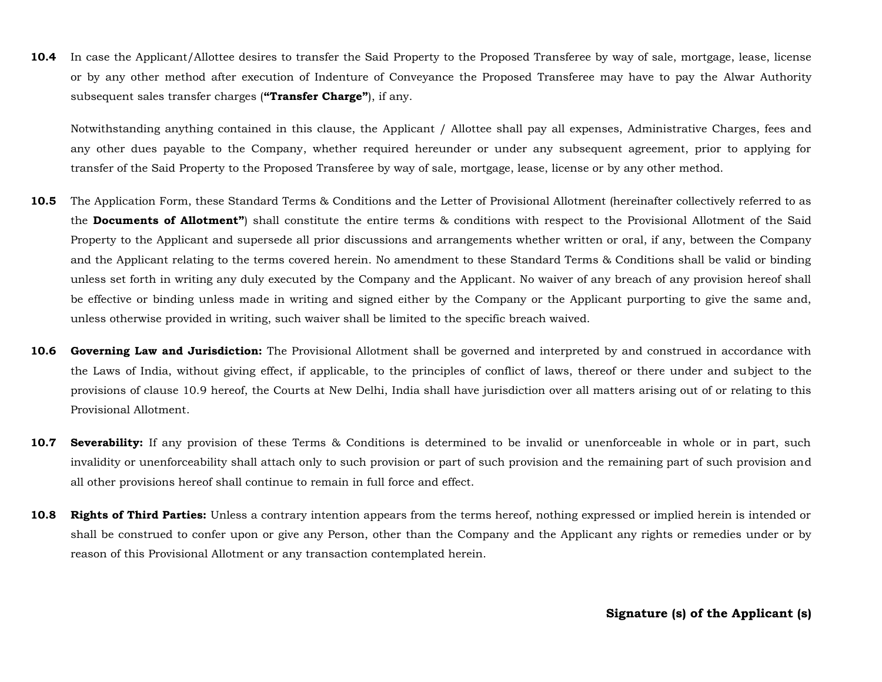**10.4** In case the Applicant/Allottee desires to transfer the Said Property to the Proposed Transferee by way of sale, mortgage, lease, license or by any other method after execution of Indenture of Conveyance the Proposed Transferee may have to pay the Alwar Authority subsequent sales transfer charges (**"Transfer Charge"**), if any.

Notwithstanding anything contained in this clause, the Applicant / Allottee shall pay all expenses, Administrative Charges, fees and any other dues payable to the Company, whether required hereunder or under any subsequent agreement, prior to applying for transfer of the Said Property to the Proposed Transferee by way of sale, mortgage, lease, license or by any other method.

**10.5** The Application Form, these Standard Terms & Conditions and the Letter of Provisional Allotment (hereinafter collectively referred to as the **Documents of Allotment"**) shall constitute the entire terms & conditions with respect to the Provisional Allotment of the Said Property to the Applicant and supersede all prior discussions and arrangements whether written or oral, if any, between the Company and the Applicant relating to the terms covered herein. No amendment to these Standard Terms & Conditions shall be valid or binding unless set forth in writing any duly executed by the Company and the Applicant. No waiver of any breach of any provision hereof shall be effective or binding unless made in writing and signed either by the Company or the Applicant purporting to give the same and, unless otherwise provided in writing, such waiver shall be limited to the specific breach waived.

**10.6** **Governing Law and Jurisdiction:** The Provisional Allotment shall be governed and interpreted by and construed in accordance with the Laws of India, without giving effect, if applicable, to the principles of conflict of laws, thereof or there under and subject to the provisions of clause 10.9 hereof, the Courts at New Delhi, India shall have jurisdiction over all matters arising out of or relating to this Provisional Allotment.

**10.7** **Severability:** If any provision of these Terms & Conditions is determined to be invalid or unenforceable in whole or in part, such invalidity or unenforceability shall attach only to such provision or part of such provision and the remaining part of such provision and all other provisions hereof shall continue to remain in full force and effect.

**10.8** **Rights of Third Parties:** Unless a contrary intention appears from the terms hereof, nothing expressed or implied herein is intended or shall be construed to confer upon or give any Person, other than the Company and the Applicant any rights or remedies under or by reason of this Provisional Allotment or any transaction contemplated herein.

**Signature (s) of the Applicant (s)**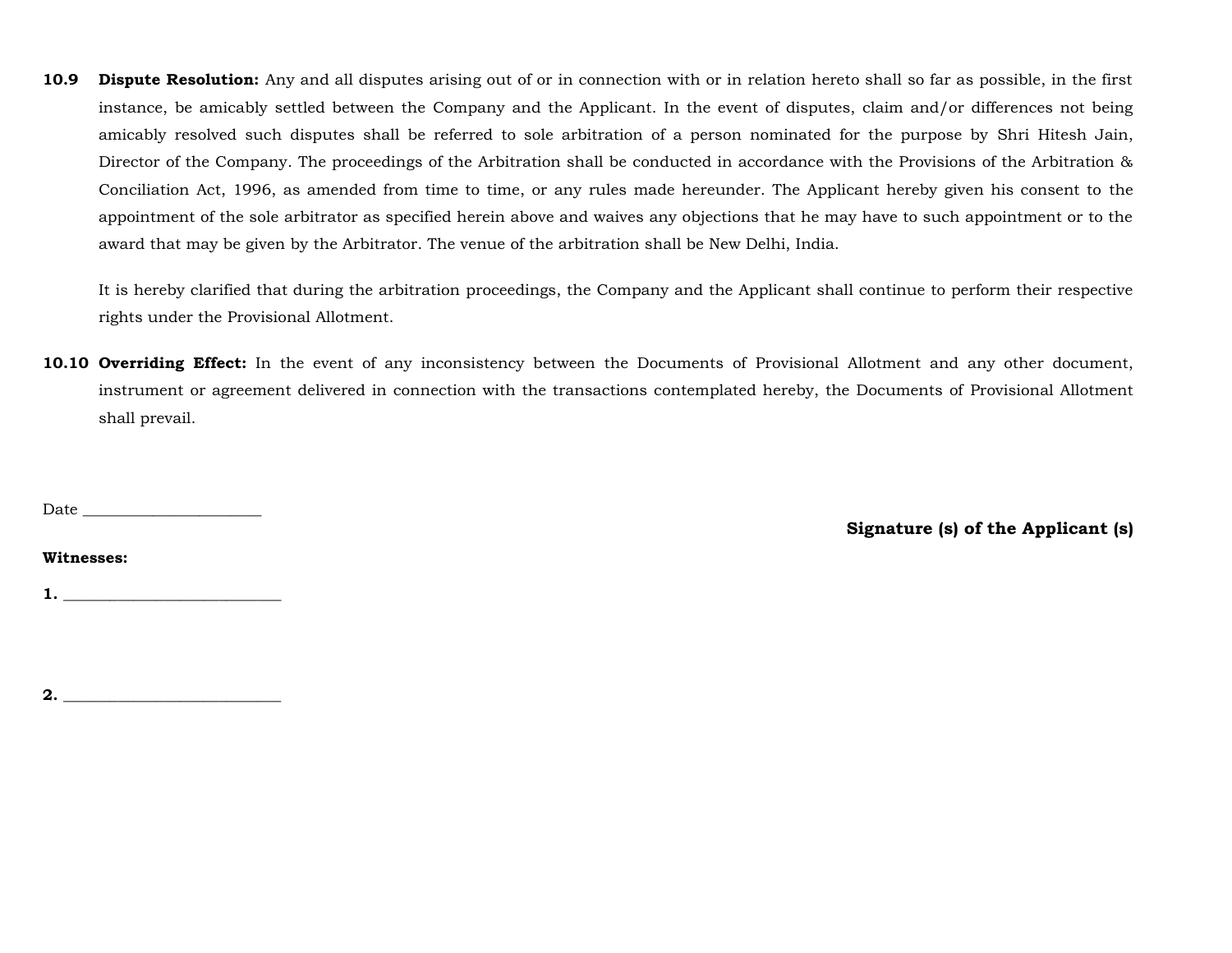**10.9 Dispute Resolution:** Any and all disputes arising out of or in connection with or in relation hereto shall so far as possible, in the first instance, be amicably settled between the Company and the Applicant. In the event of disputes, claim and/or differences not being amicably resolved such disputes shall be referred to sole arbitration of a person nominated for the purpose by Shri Hitesh Jain, Director of the Company. The proceedings of the Arbitration shall be conducted in accordance with the Provisions of the Arbitration & Conciliation Act, 1996, as amended from time to time, or any rules made hereunder. The Applicant hereby given his consent to the appointment of the sole arbitrator as specified herein above and waives any objections that he may have to such appointment or to the award that may be given by the Arbitrator. The venue of the arbitration shall be New Delhi, India.

It is hereby clarified that during the arbitration proceedings, the Company and the Applicant shall continue to perform their respective rights under the Provisional Allotment.

**10.10 Overriding Effect:** In the event of any inconsistency between the Documents of Provisional Allotment and any other document, instrument or agreement delivered in connection with the transactions contemplated hereby, the Documents of Provisional Allotment shall prevail.

Date ______________________

**Signature (s) of the Applicant (s)**

**Witnesses:**

**1.** ___________________________

**2.** ___________________________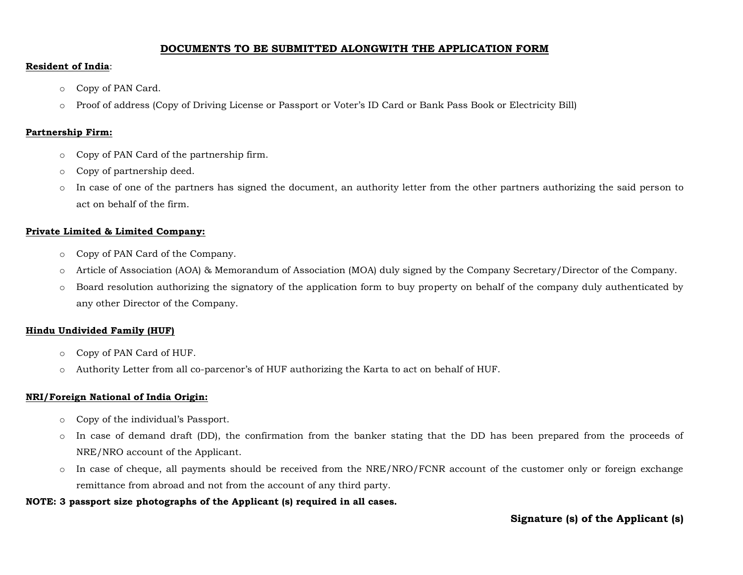## DOCUMENTS TO BE SUBMITTED ALONGWITH THE APPLICATION FORM

**Resident of India**:

- Copy of PAN Card.
- Proof of address (Copy of Driving License or Passport or Voter's ID Card or Bank Pass Book or Electricity Bill)

**Partnership Firm:**

- Copy of PAN Card of the partnership firm.
- Copy of partnership deed.
- In case of one of the partners has signed the document, an authority letter from the other partners authorizing the said person to act on behalf of the firm.

**Private Limited & Limited Company:**

- Copy of PAN Card of the Company.
- Article of Association (AOA) & Memorandum of Association (MOA) duly signed by the Company Secretary/Director of the Company.
- Board resolution authorizing the signatory of the application form to buy property on behalf of the company duly authenticated by any other Director of the Company.

**Hindu Undivided Family (HUF)**

- Copy of PAN Card of HUF.
- Authority Letter from all co-parcenor's of HUF authorizing the Karta to act on behalf of HUF.

**NRI/Foreign National of India Origin:**

- Copy of the individual's Passport.
- In case of demand draft (DD), the confirmation from the banker stating that the DD has been prepared from the proceeds of NRE/NRO account of the Applicant.
- In case of cheque, all payments should be received from the NRE/NRO/FCNR account of the customer only or foreign exchange remittance from abroad and not from the account of any third party.

**NOTE: 3 passport size photographs of the Applicant (s) required in all cases.**

**Signature (s) of the Applicant (s)**